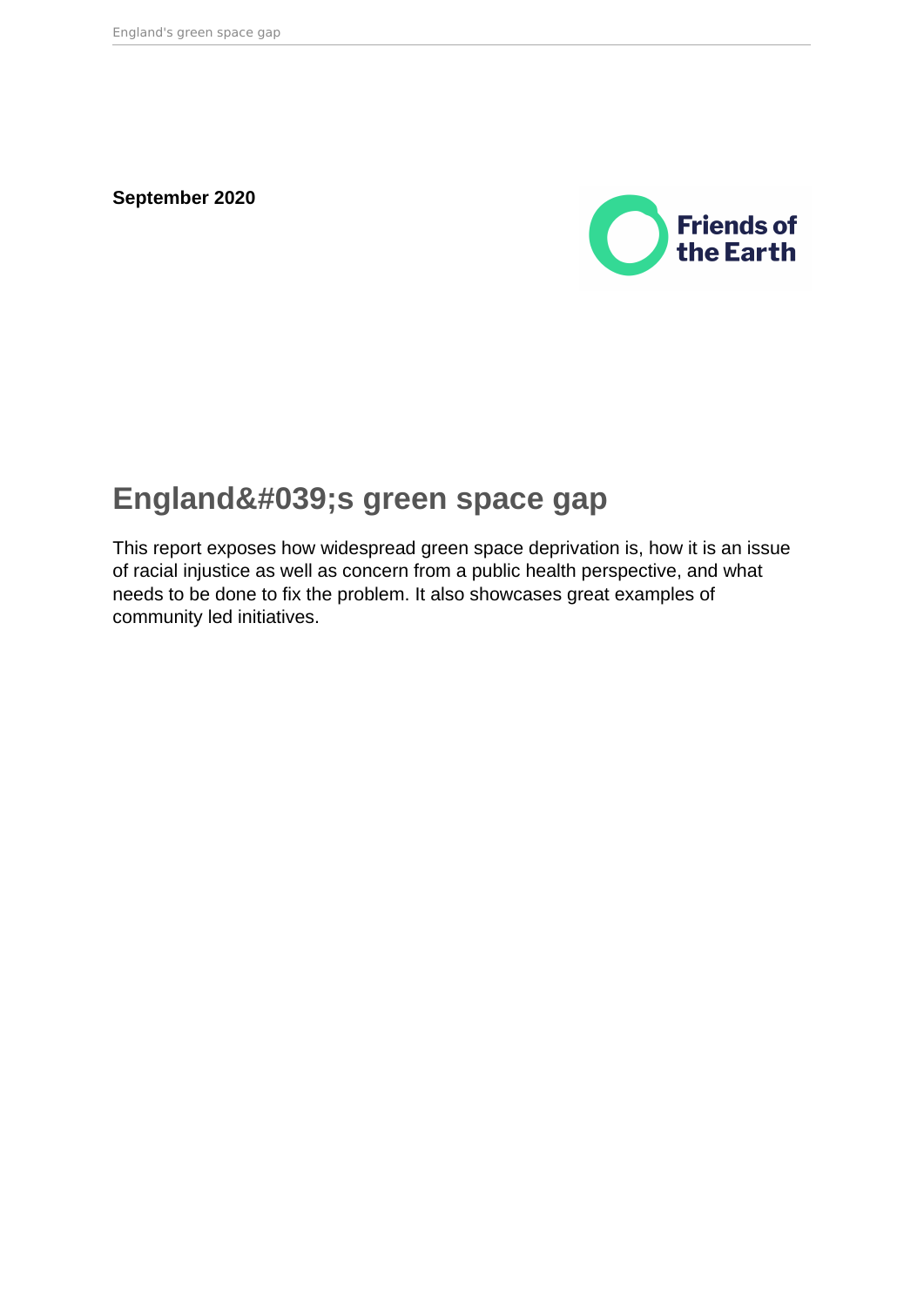**September 2020**

Friends of the Earth

# England&#039;s green space gap

This report exposes how widespread green space deprivation is, how it is an issue of racial injustice as well as concern from a public health perspective, and what needs to be done to fix the problem. It also showcases great examples of community led initiatives.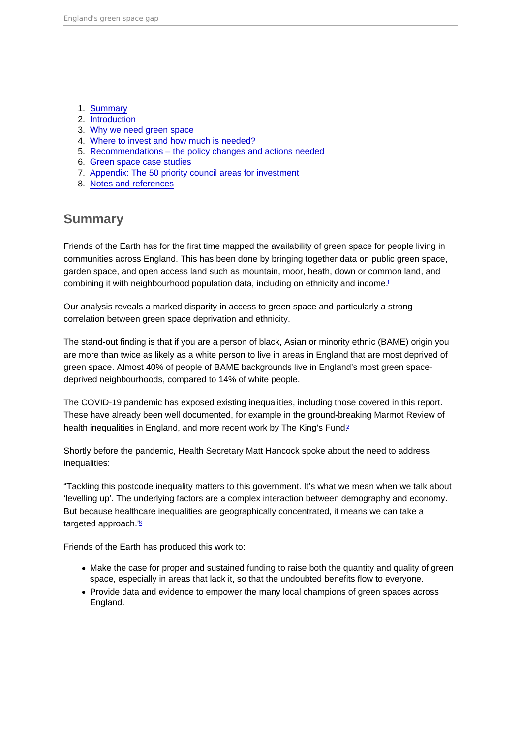1. Summary
2. Introduction
3. Why we need green space
4. Where to invest and how much is needed?
5. Recommendations – the policy changes and actions needed
6. Green space case studies
7. Appendix: The 50 priority council areas for investment
8. Notes and references

## Summary

Friends of the Earth has for the first time mapped the availability of green space for people living in communities across England. This has been done by bringing together data on public green space, garden space, and open access land such as mountain, moor, heath, down or common land, and combining it with neighbourhood population data, including on ethnicity and income[1]

Our analysis reveals a marked disparity in access to green space and particularly a strong correlation between green space deprivation and ethnicity.

The stand-out finding is that if you are a person of black, Asian or minority ethnic (BAME) origin you are more than twice as likely as a white person to live in areas in England that are most deprived of green space. Almost 40% of people of BAME backgrounds live in England's most green space-deprived neighbourhoods, compared to 14% of white people.

The COVID-19 pandemic has exposed existing inequalities, including those covered in this report. These have already been well documented, for example in the ground-breaking Marmot Review of health inequalities in England, and more recent work by The King's Fund[2]

Shortly before the pandemic, Health Secretary Matt Hancock spoke about the need to address inequalities:

"Tackling this postcode inequality matters to this government. It's what we mean when we talk about 'levelling up'. The underlying factors are a complex interaction between demography and economy. But because healthcare inequalities are geographically concentrated, it means we can take a targeted approach."[3]

Friends of the Earth has produced this work to:

- Make the case for proper and sustained funding to raise both the quantity and quality of green space, especially in areas that lack it, so that the undoubted benefits flow to everyone.
- Provide data and evidence to empower the many local champions of green spaces across England.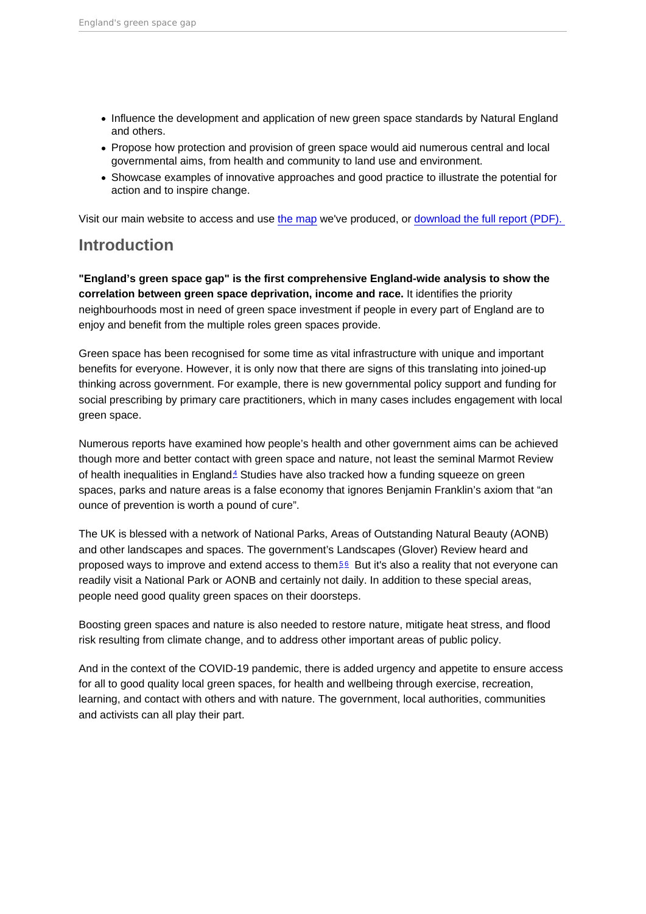- Influence the development and application of new green space standards by Natural England and others.
- Propose how protection and provision of green space would aid numerous central and local governmental aims, from health and community to land use and environment.
- Showcase examples of innovative approaches and good practice to illustrate the potential for action and to inspire change.

Visit our main website to access and use the map we've produced, or download the full report (PDF).

## Introduction

**"England's green space gap" is the first comprehensive England-wide analysis to show the correlation between green space deprivation, income and race.** It identifies the priority neighbourhoods most in need of green space investment if people in every part of England are to enjoy and benefit from the multiple roles green spaces provide.

Green space has been recognised for some time as vital infrastructure with unique and important benefits for everyone. However, it is only now that there are signs of this translating into joined-up thinking across government. For example, there is new governmental policy support and funding for social prescribing by primary care practitioners, which in many cases includes engagement with local green space.

Numerous reports have examined how people's health and other government aims can be achieved though more and better contact with green space and nature, not least the seminal Marmot Review of health inequalities in England[4] Studies have also tracked how a funding squeeze on green spaces, parks and nature areas is a false economy that ignores Benjamin Franklin's axiom that "an ounce of prevention is worth a pound of cure".

The UK is blessed with a network of National Parks, Areas of Outstanding Natural Beauty (AONB) and other landscapes and spaces. The government's Landscapes (Glover) Review heard and proposed ways to improve and extend access to them[5,6] But it's also a reality that not everyone can readily visit a National Park or AONB and certainly not daily. In addition to these special areas, people need good quality green spaces on their doorsteps.

Boosting green spaces and nature is also needed to restore nature, mitigate heat stress, and flood risk resulting from climate change, and to address other important areas of public policy.

And in the context of the COVID-19 pandemic, there is added urgency and appetite to ensure access for all to good quality local green spaces, for health and wellbeing through exercise, recreation, learning, and contact with others and with nature. The government, local authorities, communities and activists can all play their part.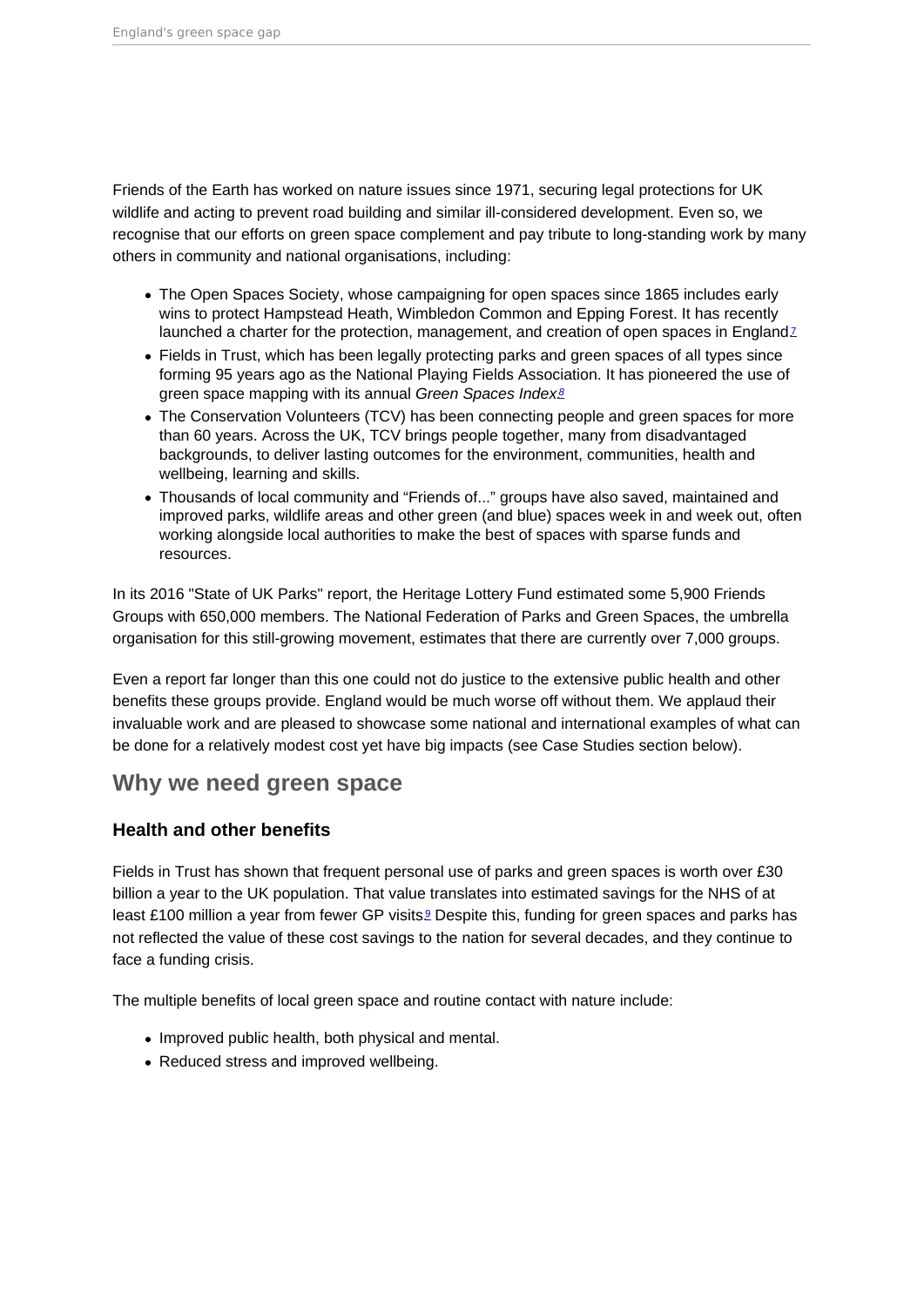Friends of the Earth has worked on nature issues since 1971, securing legal protections for UK wildlife and acting to prevent road building and similar ill-considered development. Even so, we recognise that our efforts on green space complement and pay tribute to long-standing work by many others in community and national organisations, including:

- The Open Spaces Society, whose campaigning for open spaces since 1865 includes early wins to protect Hampstead Heath, Wimbledon Common and Epping Forest. It has recently launched a charter for the protection, management, and creation of open spaces in England[7]
- Fields in Trust, which has been legally protecting parks and green spaces of all types since forming 95 years ago as the National Playing Fields Association. It has pioneered the use of green space mapping with its annual *Green Spaces Index*.[8]
- The Conservation Volunteers (TCV) has been connecting people and green spaces for more than 60 years. Across the UK, TCV brings people together, many from disadvantaged backgrounds, to deliver lasting outcomes for the environment, communities, health and wellbeing, learning and skills.
- Thousands of local community and "Friends of..." groups have also saved, maintained and improved parks, wildlife areas and other green (and blue) spaces week in and week out, often working alongside local authorities to make the best of spaces with sparse funds and resources.

In its 2016 "State of UK Parks" report, the Heritage Lottery Fund estimated some 5,900 Friends Groups with 650,000 members. The National Federation of Parks and Green Spaces, the umbrella organisation for this still-growing movement, estimates that there are currently over 7,000 groups.

Even a report far longer than this one could not do justice to the extensive public health and other benefits these groups provide. England would be much worse off without them. We applaud their invaluable work and are pleased to showcase some national and international examples of what can be done for a relatively modest cost yet have big impacts (see Case Studies section below).

## Why we need green space

### Health and other benefits

Fields in Trust has shown that frequent personal use of parks and green spaces is worth over £30 billion a year to the UK population. That value translates into estimated savings for the NHS of at least £100 million a year from fewer GP visits[9] Despite this, funding for green spaces and parks has not reflected the value of these cost savings to the nation for several decades, and they continue to face a funding crisis.

The multiple benefits of local green space and routine contact with nature include:

- Improved public health, both physical and mental.
- Reduced stress and improved wellbeing.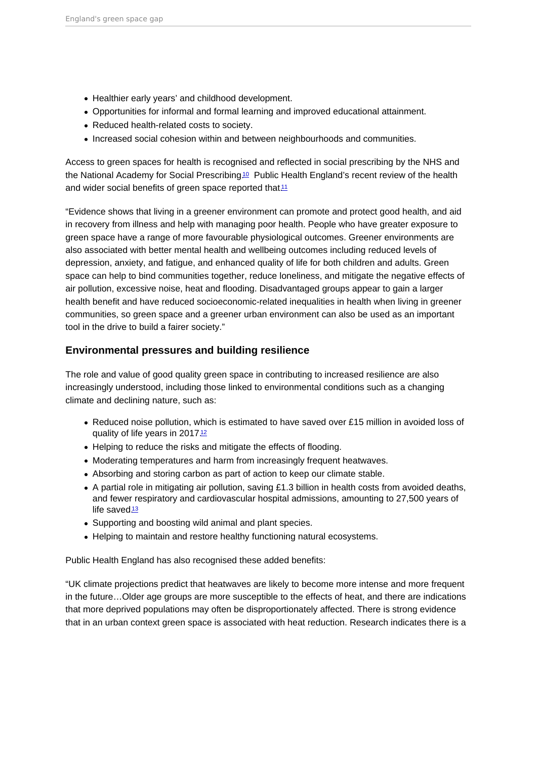- Healthier early years' and childhood development.
- Opportunities for informal and formal learning and improved educational attainment.
- Reduced health-related costs to society.
- Increased social cohesion within and between neighbourhoods and communities.

Access to green spaces for health is recognised and reflected in social prescribing by the NHS and the National Academy for Social Prescribing[10] Public Health England's recent review of the health and wider social benefits of green space reported that[11]

"Evidence shows that living in a greener environment can promote and protect good health, and aid in recovery from illness and help with managing poor health. People who have greater exposure to green space have a range of more favourable physiological outcomes. Greener environments are also associated with better mental health and wellbeing outcomes including reduced levels of depression, anxiety, and fatigue, and enhanced quality of life for both children and adults. Green space can help to bind communities together, reduce loneliness, and mitigate the negative effects of air pollution, excessive noise, heat and flooding. Disadvantaged groups appear to gain a larger health benefit and have reduced socioeconomic-related inequalities in health when living in greener communities, so green space and a greener urban environment can also be used as an important tool in the drive to build a fairer society."

### Environmental pressures and building resilience

The role and value of good quality green space in contributing to increased resilience are also increasingly understood, including those linked to environmental conditions such as a changing climate and declining nature, such as:

- Reduced noise pollution, which is estimated to have saved over £15 million in avoided loss of quality of life years in 2017[12]
- Helping to reduce the risks and mitigate the effects of flooding.
- Moderating temperatures and harm from increasingly frequent heatwaves.
- Absorbing and storing carbon as part of action to keep our climate stable.
- A partial role in mitigating air pollution, saving £1.3 billion in health costs from avoided deaths, and fewer respiratory and cardiovascular hospital admissions, amounting to 27,500 years of life saved[13]
- Supporting and boosting wild animal and plant species.
- Helping to maintain and restore healthy functioning natural ecosystems.

Public Health England has also recognised these added benefits:

"UK climate projections predict that heatwaves are likely to become more intense and more frequent in the future…Older age groups are more susceptible to the effects of heat, and there are indications that more deprived populations may often be disproportionately affected. There is strong evidence that in an urban context green space is associated with heat reduction. Research indicates there is a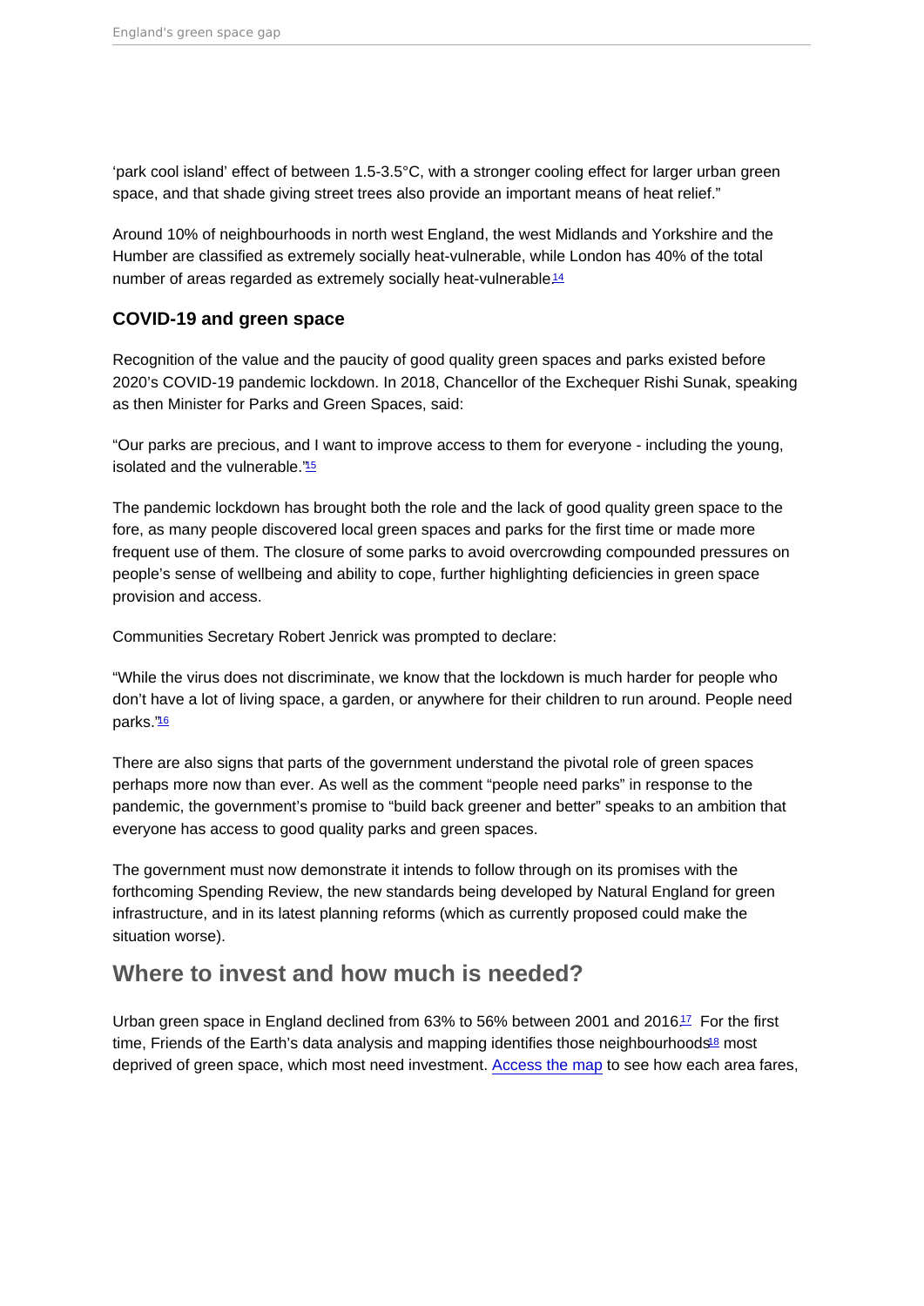'park cool island' effect of between 1.5-3.5°C, with a stronger cooling effect for larger urban green space, and that shade giving street trees also provide an important means of heat relief."

Around 10% of neighbourhoods in north west England, the west Midlands and Yorkshire and the Humber are classified as extremely socially heat-vulnerable, while London has 40% of the total number of areas regarded as extremely socially heat-vulnerable.[14]

### COVID-19 and green space

Recognition of the value and the paucity of good quality green spaces and parks existed before 2020's COVID-19 pandemic lockdown. In 2018, Chancellor of the Exchequer Rishi Sunak, speaking as then Minister for Parks and Green Spaces, said:

"Our parks are precious, and I want to improve access to them for everyone - including the young, isolated and the vulnerable."[15]

The pandemic lockdown has brought both the role and the lack of good quality green space to the fore, as many people discovered local green spaces and parks for the first time or made more frequent use of them. The closure of some parks to avoid overcrowding compounded pressures on people's sense of wellbeing and ability to cope, further highlighting deficiencies in green space provision and access.

Communities Secretary Robert Jenrick was prompted to declare:

"While the virus does not discriminate, we know that the lockdown is much harder for people who don't have a lot of living space, a garden, or anywhere for their children to run around. People need parks."[16]

There are also signs that parts of the government understand the pivotal role of green spaces perhaps more now than ever. As well as the comment "people need parks" in response to the pandemic, the government's promise to "build back greener and better" speaks to an ambition that everyone has access to good quality parks and green spaces.

The government must now demonstrate it intends to follow through on its promises with the forthcoming Spending Review, the new standards being developed by Natural England for green infrastructure, and in its latest planning reforms (which as currently proposed could make the situation worse).

## Where to invest and how much is needed?

Urban green space in England declined from 63% to 56% between 2001 and 2016.[17] For the first time, Friends of the Earth's data analysis and mapping identifies those neighbourhoods[18] most deprived of green space, which most need investment. Access the map to see how each area fares,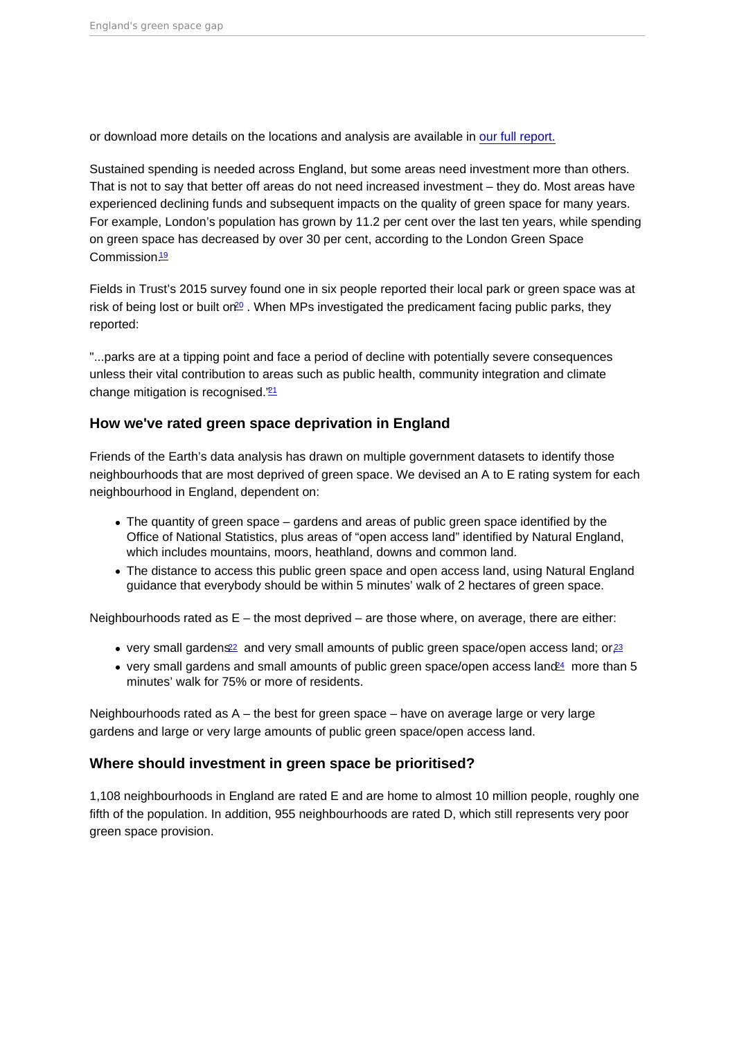or download more details on the locations and analysis are available in [our full report.]

Sustained spending is needed across England, but some areas need investment more than others. That is not to say that better off areas do not need increased investment – they do. Most areas have experienced declining funds and subsequent impacts on the quality of green space for many years. For example, London's population has grown by 11.2 per cent over the last ten years, while spending on green space has decreased by over 30 per cent, according to the London Green Space Commission.[19]

Fields in Trust's 2015 survey found one in six people reported their local park or green space was at risk of being lost or built on[20] . When MPs investigated the predicament facing public parks, they reported:

"...parks are at a tipping point and face a period of decline with potentially severe consequences unless their vital contribution to areas such as public health, community integration and climate change mitigation is recognised."[21]

### How we've rated green space deprivation in England

Friends of the Earth's data analysis has drawn on multiple government datasets to identify those neighbourhoods that are most deprived of green space. We devised an A to E rating system for each neighbourhood in England, dependent on:

- The quantity of green space – gardens and areas of public green space identified by the Office of National Statistics, plus areas of "open access land" identified by Natural England, which includes mountains, moors, heathland, downs and common land.
- The distance to access this public green space and open access land, using Natural England guidance that everybody should be within 5 minutes' walk of 2 hectares of green space.

Neighbourhoods rated as E – the most deprived – are those where, on average, there are either:

- very small gardens[22] and very small amounts of public green space/open access land; or[23]
- very small gardens and small amounts of public green space/open access land[24] more than 5 minutes' walk for 75% or more of residents.

Neighbourhoods rated as A – the best for green space – have on average large or very large gardens and large or very large amounts of public green space/open access land.

### Where should investment in green space be prioritised?

1,108 neighbourhoods in England are rated E and are home to almost 10 million people, roughly one fifth of the population. In addition, 955 neighbourhoods are rated D, which still represents very poor green space provision.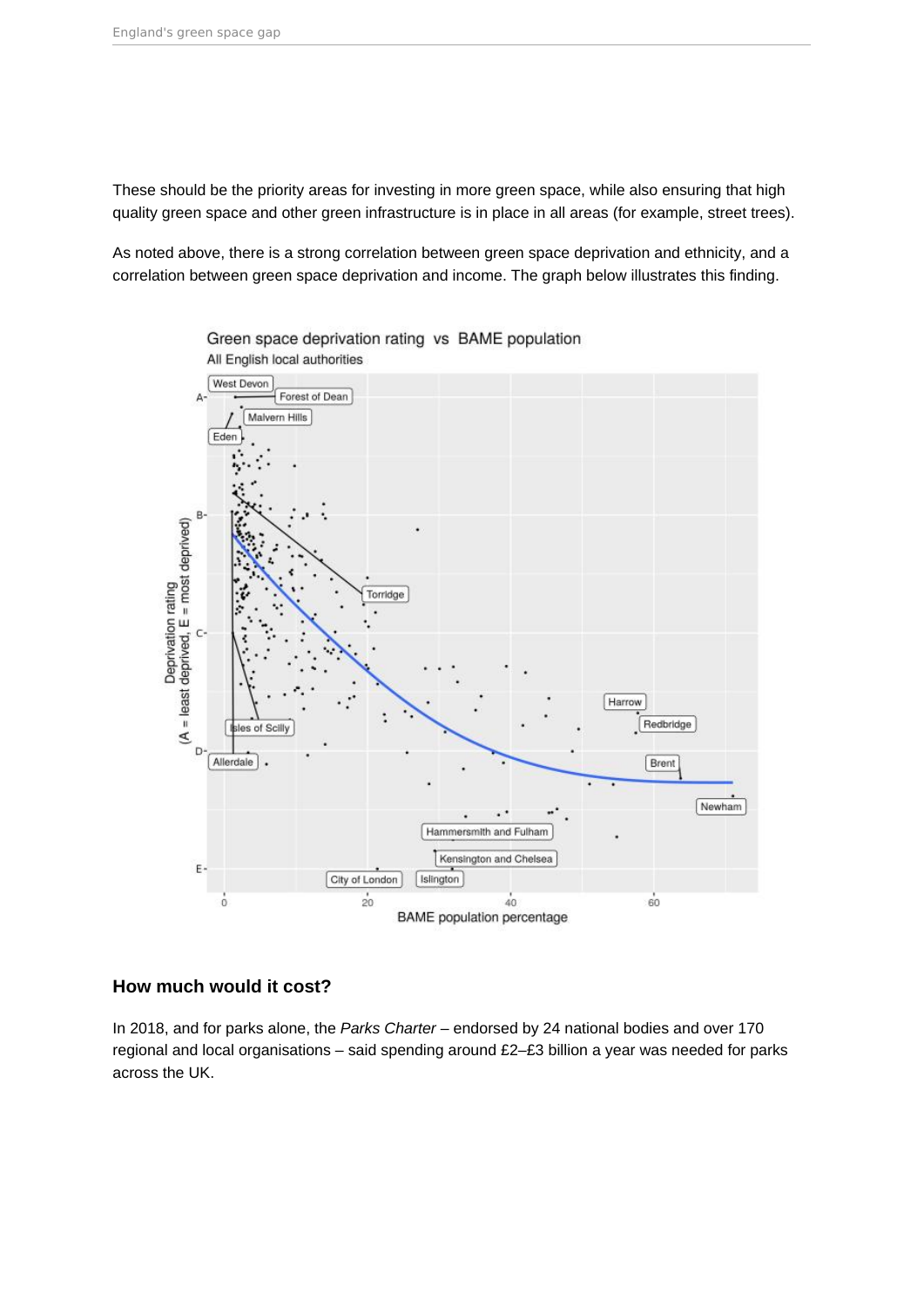These should be the priority areas for investing in more green space, while also ensuring that high quality green space and other green infrastructure is in place in all areas (for example, street trees).

As noted above, there is a strong correlation between green space deprivation and ethnicity, and a correlation between green space deprivation and income. The graph below illustrates this finding.

Green space deprivation rating vs BAME population

All English local authorities

## How much would it cost?

In 2018, and for parks alone, the *Parks Charter* – endorsed by 24 national bodies and over 170 regional and local organisations – said spending around £2–£3 billion a year was needed for parks across the UK.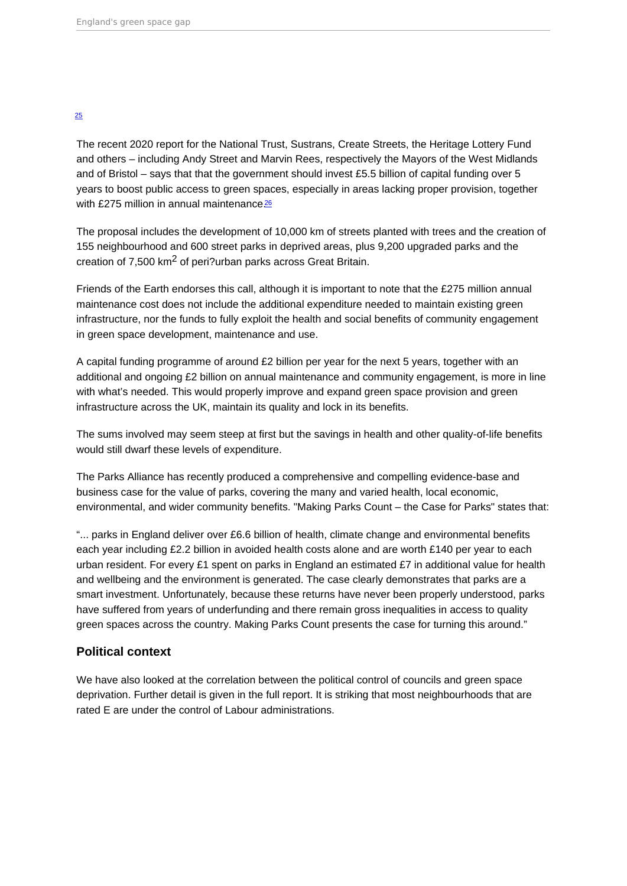[25]

The recent 2020 report for the National Trust, Sustrans, Create Streets, the Heritage Lottery Fund and others – including Andy Street and Marvin Rees, respectively the Mayors of the West Midlands and of Bristol – says that that the government should invest £5.5 billion of capital funding over 5 years to boost public access to green spaces, especially in areas lacking proper provision, together with £275 million in annual maintenance[26]

The proposal includes the development of 10,000 km of streets planted with trees and the creation of 155 neighbourhood and 600 street parks in deprived areas, plus 9,200 upgraded parks and the creation of 7,500 $km^2$ of peri?urban parks across Great Britain.

Friends of the Earth endorses this call, although it is important to note that the £275 million annual maintenance cost does not include the additional expenditure needed to maintain existing green infrastructure, nor the funds to fully exploit the health and social benefits of community engagement in green space development, maintenance and use.

A capital funding programme of around £2 billion per year for the next 5 years, together with an additional and ongoing £2 billion on annual maintenance and community engagement, is more in line with what's needed. This would properly improve and expand green space provision and green infrastructure across the UK, maintain its quality and lock in its benefits.

The sums involved may seem steep at first but the savings in health and other quality-of-life benefits would still dwarf these levels of expenditure.

The Parks Alliance has recently produced a comprehensive and compelling evidence-base and business case for the value of parks, covering the many and varied health, local economic, environmental, and wider community benefits. "Making Parks Count – the Case for Parks" states that:

"... parks in England deliver over £6.6 billion of health, climate change and environmental benefits each year including £2.2 billion in avoided health costs alone and are worth £140 per year to each urban resident. For every £1 spent on parks in England an estimated £7 in additional value for health and wellbeing and the environment is generated. The case clearly demonstrates that parks are a smart investment. Unfortunately, because these returns have never been properly understood, parks have suffered from years of underfunding and there remain gross inequalities in access to quality green spaces across the country. Making Parks Count presents the case for turning this around."

### Political context

We have also looked at the correlation between the political control of councils and green space deprivation. Further detail is given in the full report. It is striking that most neighbourhoods that are rated E are under the control of Labour administrations.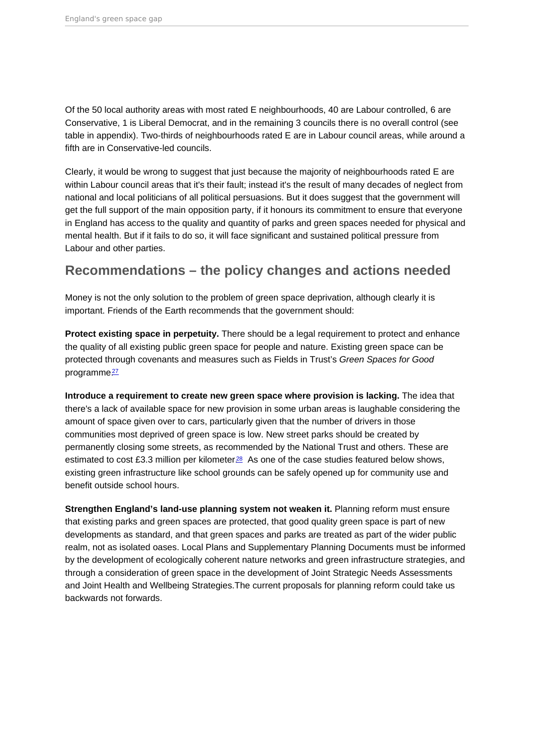Of the 50 local authority areas with most rated E neighbourhoods, 40 are Labour controlled, 6 are Conservative, 1 is Liberal Democrat, and in the remaining 3 councils there is no overall control (see table in appendix). Two-thirds of neighbourhoods rated E are in Labour council areas, while around a fifth are in Conservative-led councils.

Clearly, it would be wrong to suggest that just because the majority of neighbourhoods rated E are within Labour council areas that it's their fault; instead it's the result of many decades of neglect from national and local politicians of all political persuasions. But it does suggest that the government will get the full support of the main opposition party, if it honours its commitment to ensure that everyone in England has access to the quality and quantity of parks and green spaces needed for physical and mental health. But if it fails to do so, it will face significant and sustained political pressure from Labour and other parties.

## Recommendations – the policy changes and actions needed

Money is not the only solution to the problem of green space deprivation, although clearly it is important. Friends of the Earth recommends that the government should:

**Protect existing space in perpetuity.** There should be a legal requirement to protect and enhance the quality of all existing public green space for people and nature. Existing green space can be protected through covenants and measures such as Fields in Trust's *Green Spaces for Good* programme[27]

**Introduce a requirement to create new green space where provision is lacking.** The idea that there's a lack of available space for new provision in some urban areas is laughable considering the amount of space given over to cars, particularly given that the number of drivers in those communities most deprived of green space is low. New street parks should be created by permanently closing some streets, as recommended by the National Trust and others. These are estimated to cost £3.3 million per kilometer[28] As one of the case studies featured below shows, existing green infrastructure like school grounds can be safely opened up for community use and benefit outside school hours.

**Strengthen England's land-use planning system not weaken it.** Planning reform must ensure that existing parks and green spaces are protected, that good quality green space is part of new developments as standard, and that green spaces and parks are treated as part of the wider public realm, not as isolated oases. Local Plans and Supplementary Planning Documents must be informed by the development of ecologically coherent nature networks and green infrastructure strategies, and through a consideration of green space in the development of Joint Strategic Needs Assessments and Joint Health and Wellbeing Strategies.The current proposals for planning reform could take us backwards not forwards.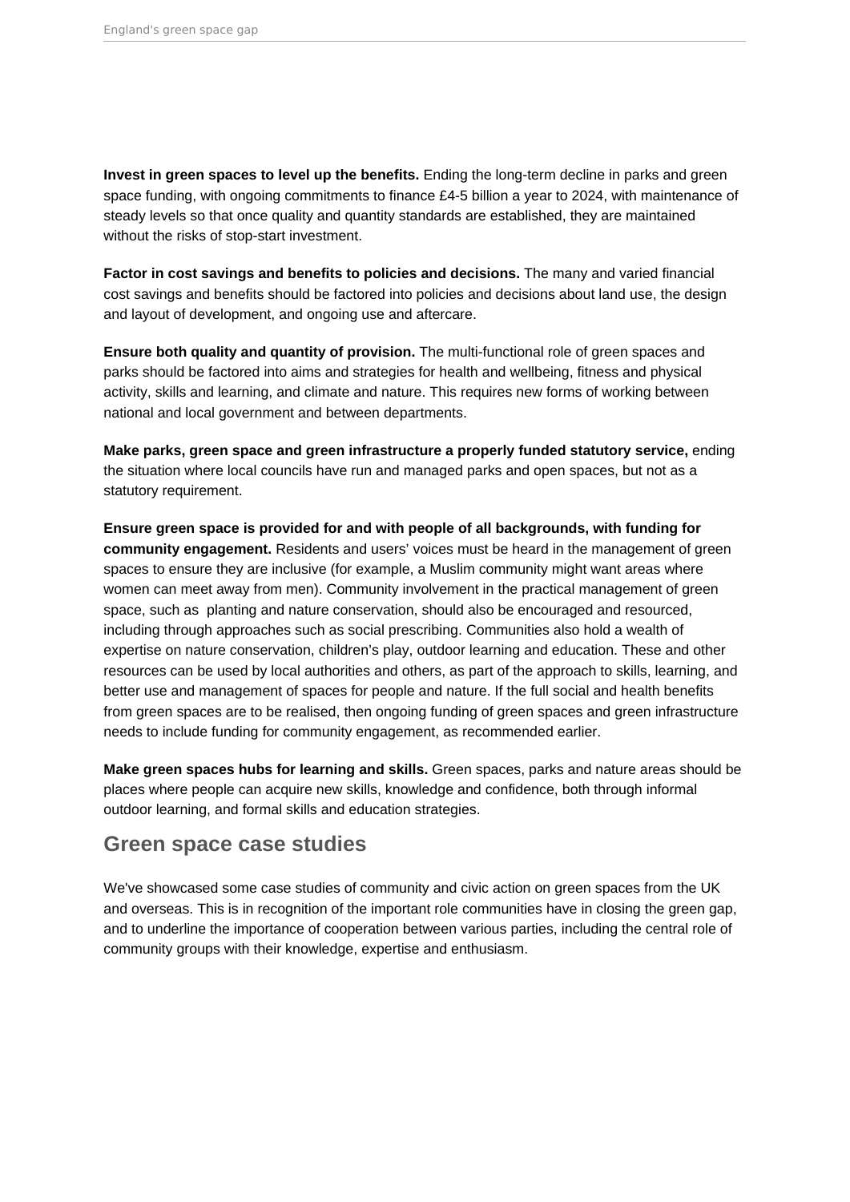**Invest in green spaces to level up the benefits.** Ending the long-term decline in parks and green space funding, with ongoing commitments to finance £4-5 billion a year to 2024, with maintenance of steady levels so that once quality and quantity standards are established, they are maintained without the risks of stop-start investment.

**Factor in cost savings and benefits to policies and decisions.** The many and varied financial cost savings and benefits should be factored into policies and decisions about land use, the design and layout of development, and ongoing use and aftercare.

**Ensure both quality and quantity of provision.** The multi-functional role of green spaces and parks should be factored into aims and strategies for health and wellbeing, fitness and physical activity, skills and learning, and climate and nature. This requires new forms of working between national and local government and between departments.

**Make parks, green space and green infrastructure a properly funded statutory service,** ending the situation where local councils have run and managed parks and open spaces, but not as a statutory requirement.

**Ensure green space is provided for and with people of all backgrounds, with funding for community engagement.** Residents and users' voices must be heard in the management of green spaces to ensure they are inclusive (for example, a Muslim community might want areas where women can meet away from men). Community involvement in the practical management of green space, such as planting and nature conservation, should also be encouraged and resourced, including through approaches such as social prescribing. Communities also hold a wealth of expertise on nature conservation, children's play, outdoor learning and education. These and other resources can be used by local authorities and others, as part of the approach to skills, learning, and better use and management of spaces for people and nature. If the full social and health benefits from green spaces are to be realised, then ongoing funding of green spaces and green infrastructure needs to include funding for community engagement, as recommended earlier.

**Make green spaces hubs for learning and skills.** Green spaces, parks and nature areas should be places where people can acquire new skills, knowledge and confidence, both through informal outdoor learning, and formal skills and education strategies.

## Green space case studies

We've showcased some case studies of community and civic action on green spaces from the UK and overseas. This is in recognition of the important role communities have in closing the green gap, and to underline the importance of cooperation between various parties, including the central role of community groups with their knowledge, expertise and enthusiasm.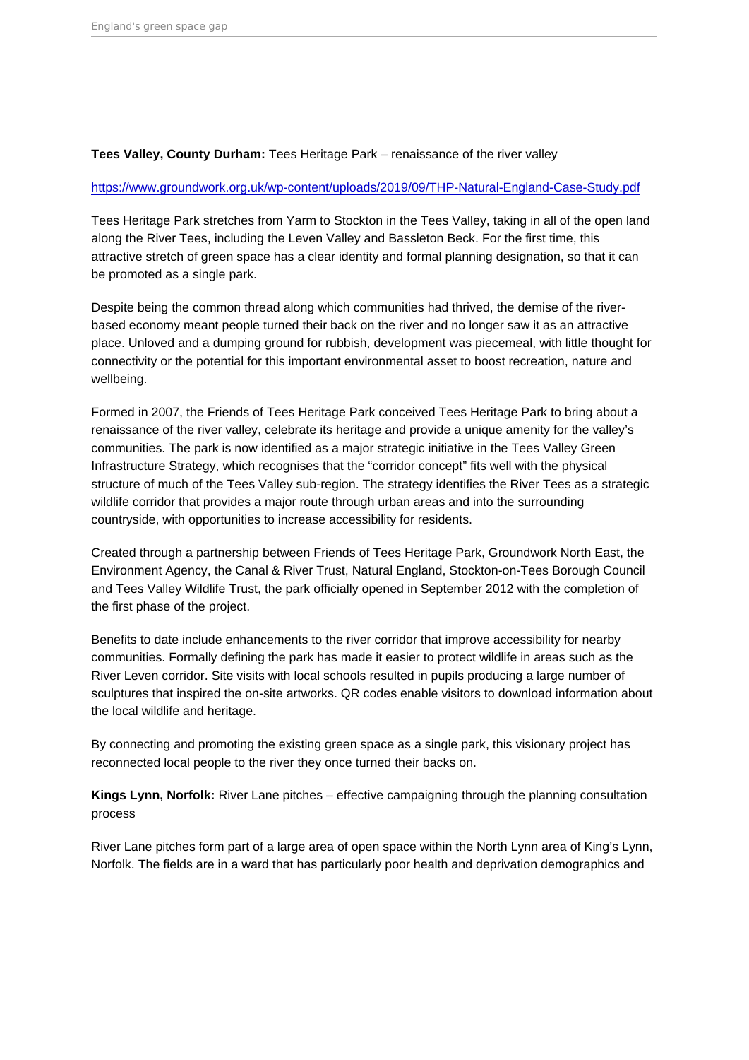**Tees Valley, County Durham:** Tees Heritage Park – renaissance of the river valley

https://www.groundwork.org.uk/wp-content/uploads/2019/09/THP-Natural-England-Case-Study.pdf

Tees Heritage Park stretches from Yarm to Stockton in the Tees Valley, taking in all of the open land along the River Tees, including the Leven Valley and Bassleton Beck. For the first time, this attractive stretch of green space has a clear identity and formal planning designation, so that it can be promoted as a single park.

Despite being the common thread along which communities had thrived, the demise of the river-based economy meant people turned their back on the river and no longer saw it as an attractive place. Unloved and a dumping ground for rubbish, development was piecemeal, with little thought for connectivity or the potential for this important environmental asset to boost recreation, nature and wellbeing.

Formed in 2007, the Friends of Tees Heritage Park conceived Tees Heritage Park to bring about a renaissance of the river valley, celebrate its heritage and provide a unique amenity for the valley's communities. The park is now identified as a major strategic initiative in the Tees Valley Green Infrastructure Strategy, which recognises that the "corridor concept" fits well with the physical structure of much of the Tees Valley sub-region. The strategy identifies the River Tees as a strategic wildlife corridor that provides a major route through urban areas and into the surrounding countryside, with opportunities to increase accessibility for residents.

Created through a partnership between Friends of Tees Heritage Park, Groundwork North East, the Environment Agency, the Canal & River Trust, Natural England, Stockton-on-Tees Borough Council and Tees Valley Wildlife Trust, the park officially opened in September 2012 with the completion of the first phase of the project.

Benefits to date include enhancements to the river corridor that improve accessibility for nearby communities. Formally defining the park has made it easier to protect wildlife in areas such as the River Leven corridor. Site visits with local schools resulted in pupils producing a large number of sculptures that inspired the on-site artworks. QR codes enable visitors to download information about the local wildlife and heritage.

By connecting and promoting the existing green space as a single park, this visionary project has reconnected local people to the river they once turned their backs on.

**Kings Lynn, Norfolk:** River Lane pitches – effective campaigning through the planning consultation process

River Lane pitches form part of a large area of open space within the North Lynn area of King's Lynn, Norfolk. The fields are in a ward that has particularly poor health and deprivation demographics and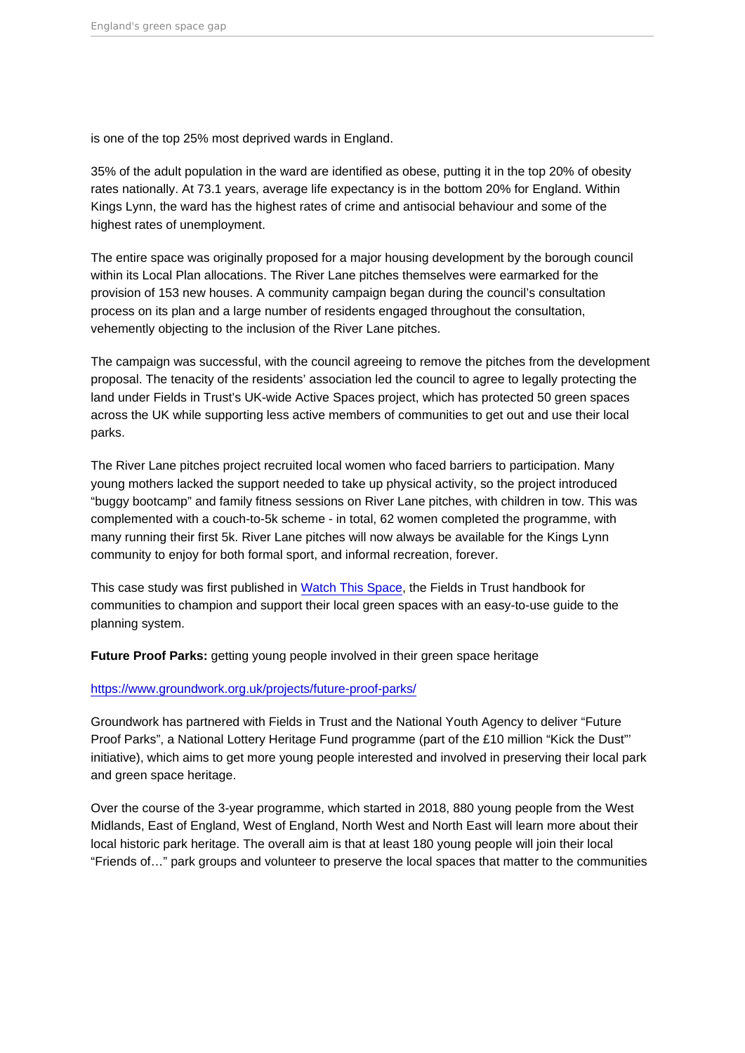is one of the top 25% most deprived wards in England.

35% of the adult population in the ward are identified as obese, putting it in the top 20% of obesity rates nationally. At 73.1 years, average life expectancy is in the bottom 20% for England. Within Kings Lynn, the ward has the highest rates of crime and antisocial behaviour and some of the highest rates of unemployment.

The entire space was originally proposed for a major housing development by the borough council within its Local Plan allocations. The River Lane pitches themselves were earmarked for the provision of 153 new houses. A community campaign began during the council's consultation process on its plan and a large number of residents engaged throughout the consultation, vehemently objecting to the inclusion of the River Lane pitches.

The campaign was successful, with the council agreeing to remove the pitches from the development proposal. The tenacity of the residents' association led the council to agree to legally protecting the land under Fields in Trust's UK-wide Active Spaces project, which has protected 50 green spaces across the UK while supporting less active members of communities to get out and use their local parks.

The River Lane pitches project recruited local women who faced barriers to participation. Many young mothers lacked the support needed to take up physical activity, so the project introduced "buggy bootcamp" and family fitness sessions on River Lane pitches, with children in tow. This was complemented with a couch-to-5k scheme - in total, 62 women completed the programme, with many running their first 5k. River Lane pitches will now always be available for the Kings Lynn community to enjoy for both formal sport, and informal recreation, forever.

This case study was first published in [Watch This Space](), the Fields in Trust handbook for communities to champion and support their local green spaces with an easy-to-use guide to the planning system.

**Future Proof Parks:** getting young people involved in their green space heritage

https://www.groundwork.org.uk/projects/future-proof-parks/

Groundwork has partnered with Fields in Trust and the National Youth Agency to deliver "Future Proof Parks", a National Lottery Heritage Fund programme (part of the £10 million "Kick the Dust"' initiative), which aims to get more young people interested and involved in preserving their local park and green space heritage.

Over the course of the 3-year programme, which started in 2018, 880 young people from the West Midlands, East of England, West of England, North West and North East will learn more about their local historic park heritage. The overall aim is that at least 180 young people will join their local "Friends of…" park groups and volunteer to preserve the local spaces that matter to the communities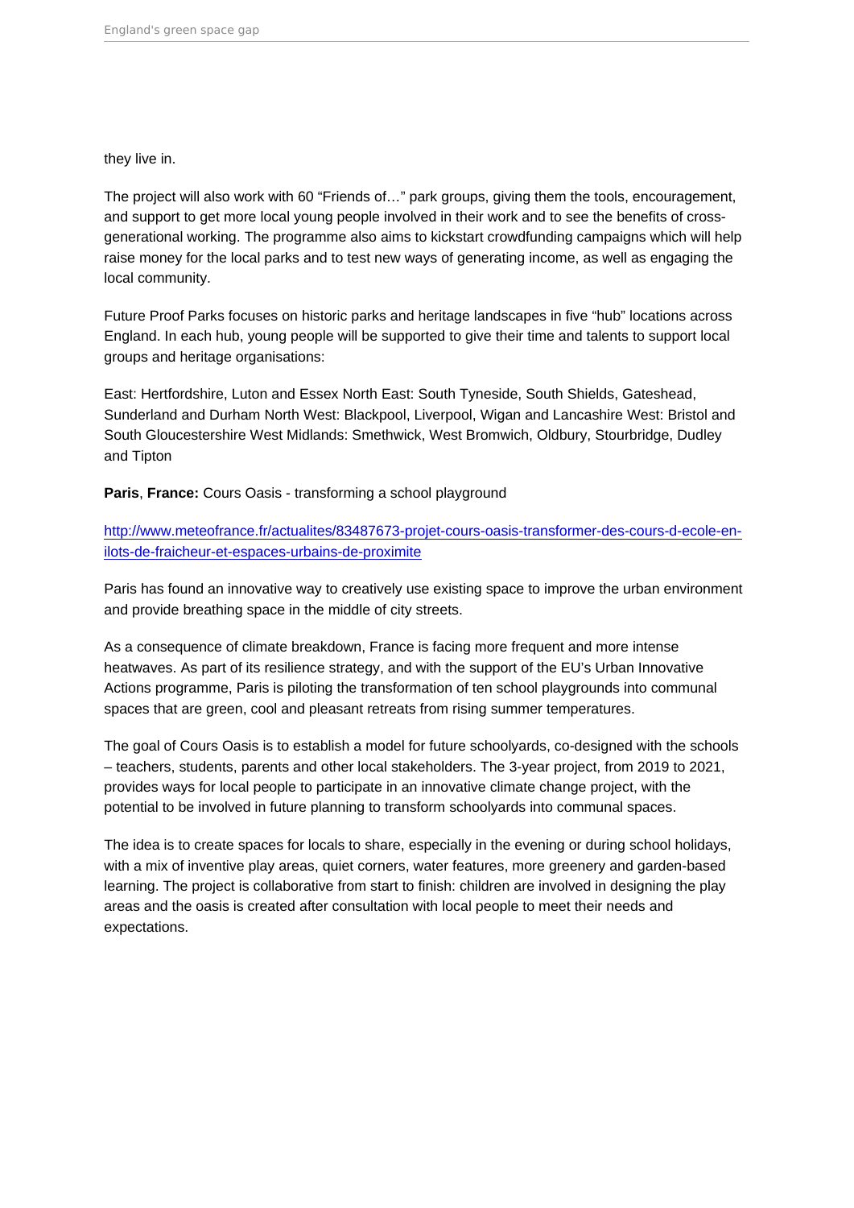they live in.

The project will also work with 60 “Friends of…” park groups, giving them the tools, encouragement, and support to get more local young people involved in their work and to see the benefits of cross-generational working. The programme also aims to kickstart crowdfunding campaigns which will help raise money for the local parks and to test new ways of generating income, as well as engaging the local community.

Future Proof Parks focuses on historic parks and heritage landscapes in five “hub” locations across England. In each hub, young people will be supported to give their time and talents to support local groups and heritage organisations:

East: Hertfordshire, Luton and Essex North East: South Tyneside, South Shields, Gateshead, Sunderland and Durham North West: Blackpool, Liverpool, Wigan and Lancashire West: Bristol and South Gloucestershire West Midlands: Smethwick, West Bromwich, Oldbury, Stourbridge, Dudley and Tipton

**Paris**, **France:** Cours Oasis - transforming a school playground

[http://www.meteofrance.fr/actualites/83487673-projet-cours-oasis-transformer-des-cours-d-ecole-en-ilots-de-fraicheur-et-espaces-urbains-de-proximite](http://www.meteofrance.fr/actualites/83487673-projet-cours-oasis-transformer-des-cours-d-ecole-en-ilots-de-fraicheur-et-espaces-urbains-de-proximite)

Paris has found an innovative way to creatively use existing space to improve the urban environment and provide breathing space in the middle of city streets.

As a consequence of climate breakdown, France is facing more frequent and more intense heatwaves. As part of its resilience strategy, and with the support of the EU’s Urban Innovative Actions programme, Paris is piloting the transformation of ten school playgrounds into communal spaces that are green, cool and pleasant retreats from rising summer temperatures.

The goal of Cours Oasis is to establish a model for future schoolyards, co-designed with the schools – teachers, students, parents and other local stakeholders. The 3-year project, from 2019 to 2021, provides ways for local people to participate in an innovative climate change project, with the potential to be involved in future planning to transform schoolyards into communal spaces.

The idea is to create spaces for locals to share, especially in the evening or during school holidays, with a mix of inventive play areas, quiet corners, water features, more greenery and garden-based learning. The project is collaborative from start to finish: children are involved in designing the play areas and the oasis is created after consultation with local people to meet their needs and expectations.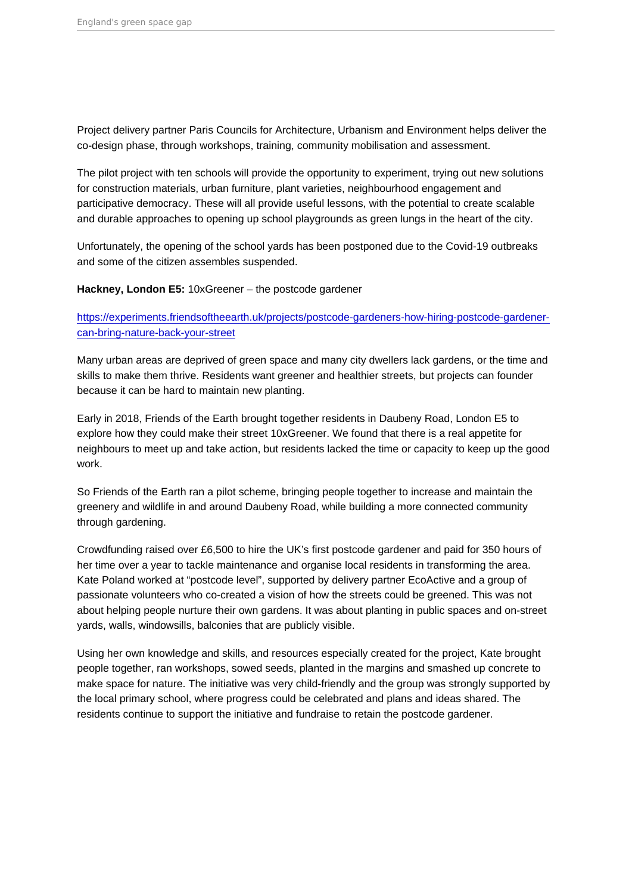Project delivery partner Paris Councils for Architecture, Urbanism and Environment helps deliver the co-design phase, through workshops, training, community mobilisation and assessment.

The pilot project with ten schools will provide the opportunity to experiment, trying out new solutions for construction materials, urban furniture, plant varieties, neighbourhood engagement and participative democracy. These will all provide useful lessons, with the potential to create scalable and durable approaches to opening up school playgrounds as green lungs in the heart of the city.

Unfortunately, the opening of the school yards has been postponed due to the Covid-19 outbreaks and some of the citizen assembles suspended.

**Hackney, London E5:** 10xGreener – the postcode gardener

https://experiments.friendsoftheearth.uk/projects/postcode-gardeners-how-hiring-postcode-gardener-can-bring-nature-back-your-street

Many urban areas are deprived of green space and many city dwellers lack gardens, or the time and skills to make them thrive. Residents want greener and healthier streets, but projects can founder because it can be hard to maintain new planting.

Early in 2018, Friends of the Earth brought together residents in Daubeny Road, London E5 to explore how they could make their street 10xGreener. We found that there is a real appetite for neighbours to meet up and take action, but residents lacked the time or capacity to keep up the good work.

So Friends of the Earth ran a pilot scheme, bringing people together to increase and maintain the greenery and wildlife in and around Daubeny Road, while building a more connected community through gardening.

Crowdfunding raised over £6,500 to hire the UK's first postcode gardener and paid for 350 hours of her time over a year to tackle maintenance and organise local residents in transforming the area. Kate Poland worked at "postcode level", supported by delivery partner EcoActive and a group of passionate volunteers who co-created a vision of how the streets could be greened. This was not about helping people nurture their own gardens. It was about planting in public spaces and on-street yards, walls, windowsills, balconies that are publicly visible.

Using her own knowledge and skills, and resources especially created for the project, Kate brought people together, ran workshops, sowed seeds, planted in the margins and smashed up concrete to make space for nature. The initiative was very child-friendly and the group was strongly supported by the local primary school, where progress could be celebrated and plans and ideas shared. The residents continue to support the initiative and fundraise to retain the postcode gardener.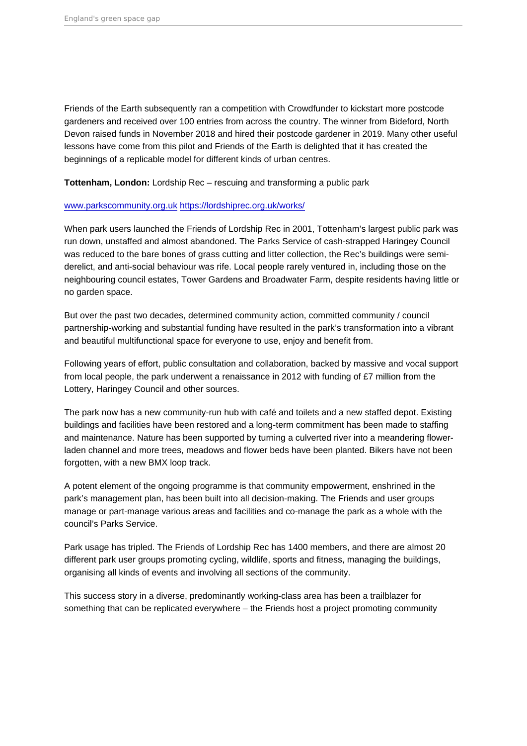Friends of the Earth subsequently ran a competition with Crowdfunder to kickstart more postcode gardeners and received over 100 entries from across the country. The winner from Bideford, North Devon raised funds in November 2018 and hired their postcode gardener in 2019. Many other useful lessons have come from this pilot and Friends of the Earth is delighted that it has created the beginnings of a replicable model for different kinds of urban centres.

**Tottenham, London:** Lordship Rec – rescuing and transforming a public park

[www.parkscommunity.org.uk](http://www.parkscommunity.org.uk) [https://lordshiprec.org.uk/works/](https://lordshiprec.org.uk/works/)

When park users launched the Friends of Lordship Rec in 2001, Tottenham's largest public park was run down, unstaffed and almost abandoned. The Parks Service of cash-strapped Haringey Council was reduced to the bare bones of grass cutting and litter collection, the Rec's buildings were semi-derelict, and anti-social behaviour was rife. Local people rarely ventured in, including those on the neighbouring council estates, Tower Gardens and Broadwater Farm, despite residents having little or no garden space.

But over the past two decades, determined community action, committed community / council partnership-working and substantial funding have resulted in the park's transformation into a vibrant and beautiful multifunctional space for everyone to use, enjoy and benefit from.

Following years of effort, public consultation and collaboration, backed by massive and vocal support from local people, the park underwent a renaissance in 2012 with funding of £7 million from the Lottery, Haringey Council and other sources.

The park now has a new community-run hub with café and toilets and a new staffed depot. Existing buildings and facilities have been restored and a long-term commitment has been made to staffing and maintenance. Nature has been supported by turning a culverted river into a meandering flower-laden channel and more trees, meadows and flower beds have been planted. Bikers have not been forgotten, with a new BMX loop track.

A potent element of the ongoing programme is that community empowerment, enshrined in the park's management plan, has been built into all decision-making. The Friends and user groups manage or part-manage various areas and facilities and co-manage the park as a whole with the council's Parks Service.

Park usage has tripled. The Friends of Lordship Rec has 1400 members, and there are almost 20 different park user groups promoting cycling, wildlife, sports and fitness, managing the buildings, organising all kinds of events and involving all sections of the community.

This success story in a diverse, predominantly working-class area has been a trailblazer for something that can be replicated everywhere – the Friends host a project promoting community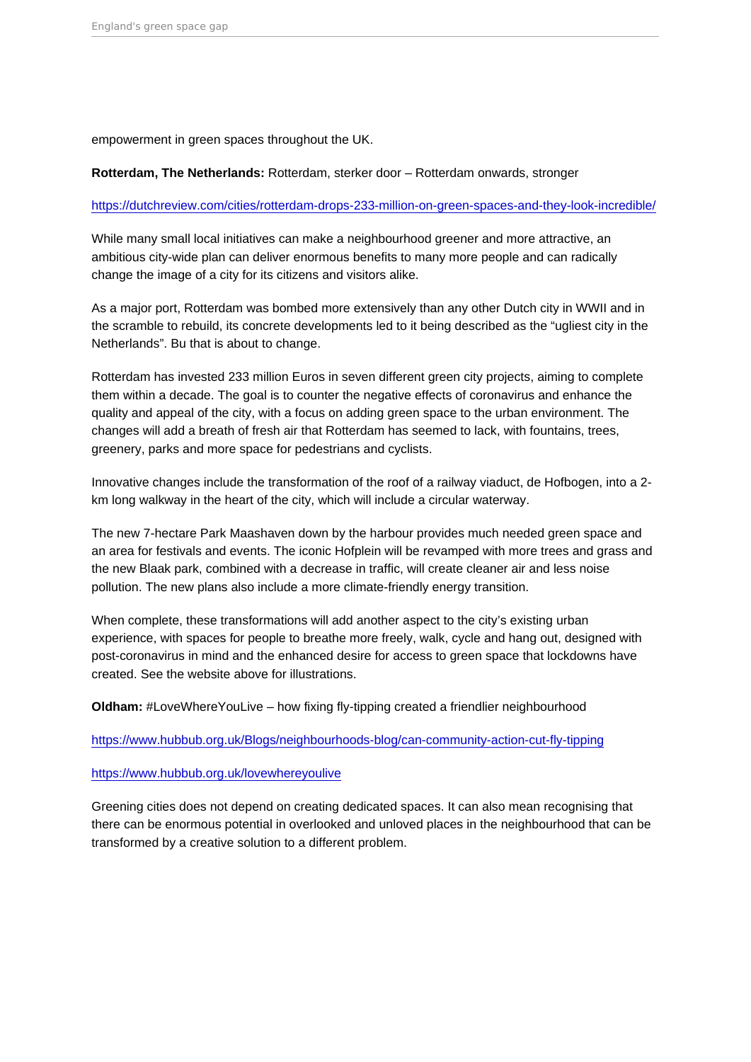empowerment in green spaces throughout the UK.

**Rotterdam, The Netherlands:** Rotterdam, sterker door – Rotterdam onwards, stronger

https://dutchreview.com/cities/rotterdam-drops-233-million-on-green-spaces-and-they-look-incredible/

While many small local initiatives can make a neighbourhood greener and more attractive, an ambitious city-wide plan can deliver enormous benefits to many more people and can radically change the image of a city for its citizens and visitors alike.

As a major port, Rotterdam was bombed more extensively than any other Dutch city in WWII and in the scramble to rebuild, its concrete developments led to it being described as the “ugliest city in the Netherlands”. Bu that is about to change.

Rotterdam has invested 233 million Euros in seven different green city projects, aiming to complete them within a decade. The goal is to counter the negative effects of coronavirus and enhance the quality and appeal of the city, with a focus on adding green space to the urban environment. The changes will add a breath of fresh air that Rotterdam has seemed to lack, with fountains, trees, greenery, parks and more space for pedestrians and cyclists.

Innovative changes include the transformation of the roof of a railway viaduct, de Hofbogen, into a 2-km long walkway in the heart of the city, which will include a circular waterway.

The new 7-hectare Park Maashaven down by the harbour provides much needed green space and an area for festivals and events. The iconic Hofplein will be revamped with more trees and grass and the new Blaak park, combined with a decrease in traffic, will create cleaner air and less noise pollution. The new plans also include a more climate-friendly energy transition.

When complete, these transformations will add another aspect to the city’s existing urban experience, with spaces for people to breathe more freely, walk, cycle and hang out, designed with post-coronavirus in mind and the enhanced desire for access to green space that lockdowns have created. See the website above for illustrations.

**Oldham:** #LoveWhereYouLive – how fixing fly-tipping created a friendlier neighbourhood

https://www.hubbub.org.uk/Blogs/neighbourhoods-blog/can-community-action-cut-fly-tipping

https://www.hubbub.org.uk/lovewhereyoulive

Greening cities does not depend on creating dedicated spaces. It can also mean recognising that there can be enormous potential in overlooked and unloved places in the neighbourhood that can be transformed by a creative solution to a different problem.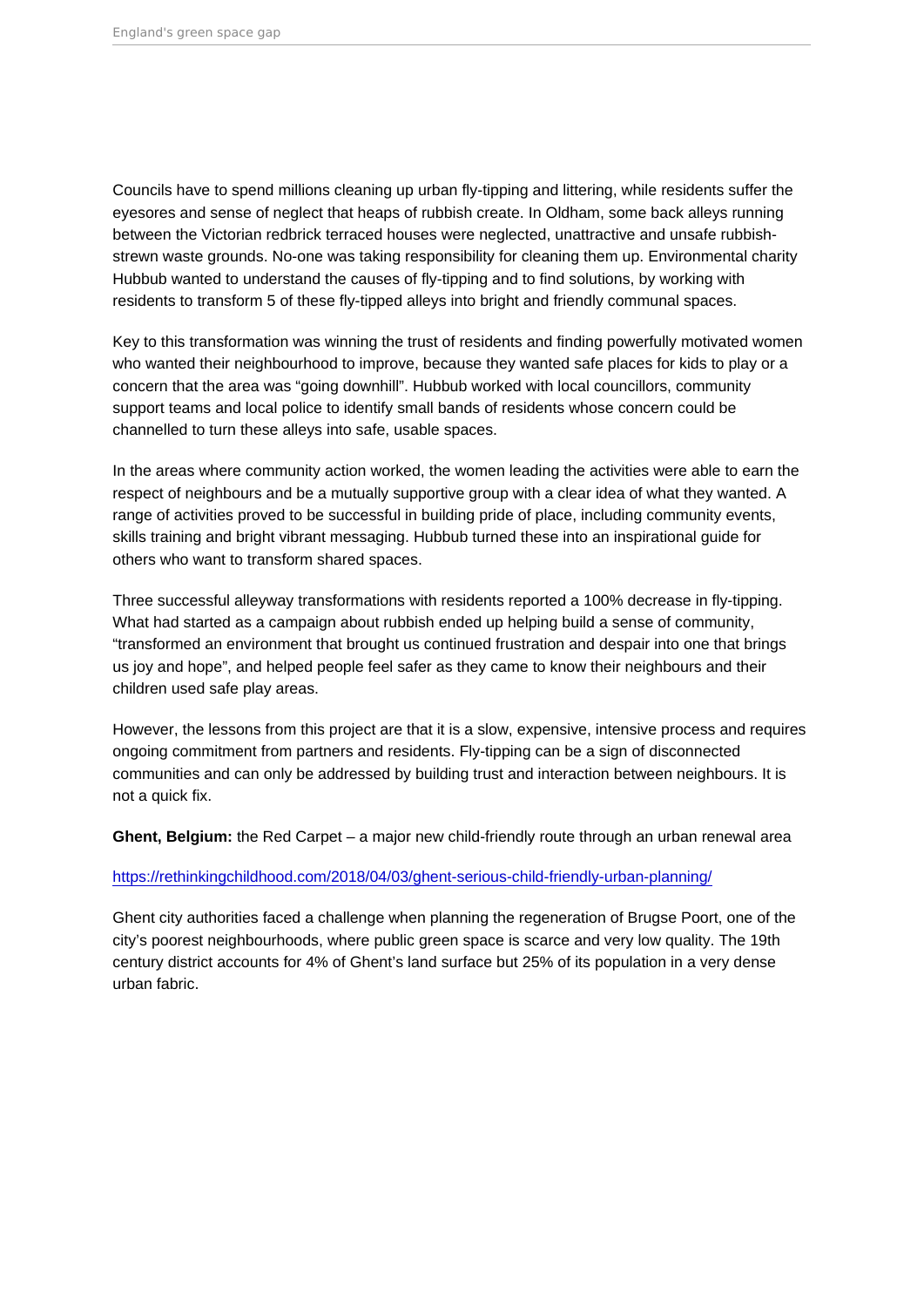Councils have to spend millions cleaning up urban fly-tipping and littering, while residents suffer the eyesores and sense of neglect that heaps of rubbish create. In Oldham, some back alleys running between the Victorian redbrick terraced houses were neglected, unattractive and unsafe rubbish-strewn waste grounds. No-one was taking responsibility for cleaning them up. Environmental charity Hubbub wanted to understand the causes of fly-tipping and to find solutions, by working with residents to transform 5 of these fly-tipped alleys into bright and friendly communal spaces.

Key to this transformation was winning the trust of residents and finding powerfully motivated women who wanted their neighbourhood to improve, because they wanted safe places for kids to play or a concern that the area was "going downhill". Hubbub worked with local councillors, community support teams and local police to identify small bands of residents whose concern could be channelled to turn these alleys into safe, usable spaces.

In the areas where community action worked, the women leading the activities were able to earn the respect of neighbours and be a mutually supportive group with a clear idea of what they wanted. A range of activities proved to be successful in building pride of place, including community events, skills training and bright vibrant messaging. Hubbub turned these into an inspirational guide for others who want to transform shared spaces.

Three successful alleyway transformations with residents reported a 100% decrease in fly-tipping. What had started as a campaign about rubbish ended up helping build a sense of community, "transformed an environment that brought us continued frustration and despair into one that brings us joy and hope", and helped people feel safer as they came to know their neighbours and their children used safe play areas.

However, the lessons from this project are that it is a slow, expensive, intensive process and requires ongoing commitment from partners and residents. Fly-tipping can be a sign of disconnected communities and can only be addressed by building trust and interaction between neighbours. It is not a quick fix.

**Ghent, Belgium:** the Red Carpet – a major new child-friendly route through an urban renewal area

https://rethinkingchildhood.com/2018/04/03/ghent-serious-child-friendly-urban-planning/

Ghent city authorities faced a challenge when planning the regeneration of Brugse Poort, one of the city's poorest neighbourhoods, where public green space is scarce and very low quality. The 19th century district accounts for 4% of Ghent's land surface but 25% of its population in a very dense urban fabric.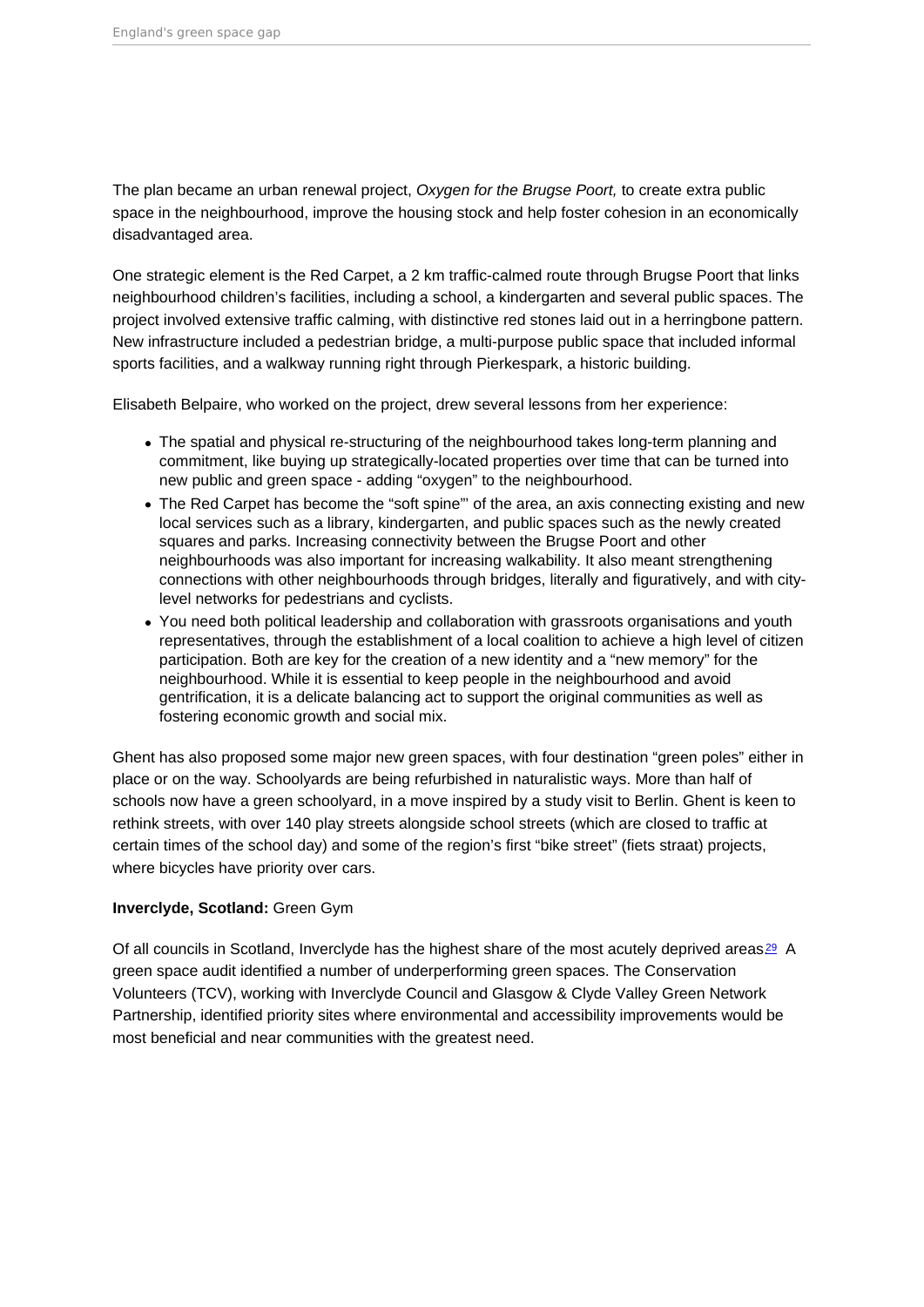The plan became an urban renewal project, *Oxygen for the Brugse Poort,* to create extra public space in the neighbourhood, improve the housing stock and help foster cohesion in an economically disadvantaged area.

One strategic element is the Red Carpet, a 2 km traffic-calmed route through Brugse Poort that links neighbourhood children's facilities, including a school, a kindergarten and several public spaces. The project involved extensive traffic calming, with distinctive red stones laid out in a herringbone pattern. New infrastructure included a pedestrian bridge, a multi-purpose public space that included informal sports facilities, and a walkway running right through Pierkespark, a historic building.

Elisabeth Belpaire, who worked on the project, drew several lessons from her experience:

- The spatial and physical re-structuring of the neighbourhood takes long-term planning and commitment, like buying up strategically-located properties over time that can be turned into new public and green space - adding "oxygen" to the neighbourhood.
- The Red Carpet has become the "soft spine"' of the area, an axis connecting existing and new local services such as a library, kindergarten, and public spaces such as the newly created squares and parks. Increasing connectivity between the Brugse Poort and other neighbourhoods was also important for increasing walkability. It also meant strengthening connections with other neighbourhoods through bridges, literally and figuratively, and with city-level networks for pedestrians and cyclists.
- You need both political leadership and collaboration with grassroots organisations and youth representatives, through the establishment of a local coalition to achieve a high level of citizen participation. Both are key for the creation of a new identity and a "new memory" for the neighbourhood. While it is essential to keep people in the neighbourhood and avoid gentrification, it is a delicate balancing act to support the original communities as well as fostering economic growth and social mix.

Ghent has also proposed some major new green spaces, with four destination "green poles" either in place or on the way. Schoolyards are being refurbished in naturalistic ways. More than half of schools now have a green schoolyard, in a move inspired by a study visit to Berlin. Ghent is keen to rethink streets, with over 140 play streets alongside school streets (which are closed to traffic at certain times of the school day) and some of the region's first "bike street" (fiets straat) projects, where bicycles have priority over cars.

**Inverclyde, Scotland:** Green Gym

Of all councils in Scotland, Inverclyde has the highest share of the most acutely deprived areas[29] A green space audit identified a number of underperforming green spaces. The Conservation Volunteers (TCV), working with Inverclyde Council and Glasgow & Clyde Valley Green Network Partnership, identified priority sites where environmental and accessibility improvements would be most beneficial and near communities with the greatest need.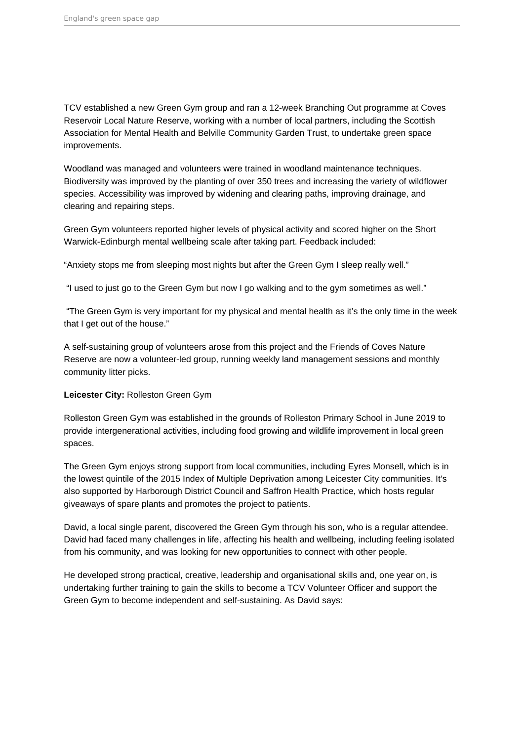TCV established a new Green Gym group and ran a 12-week Branching Out programme at Coves Reservoir Local Nature Reserve, working with a number of local partners, including the Scottish Association for Mental Health and Belville Community Garden Trust, to undertake green space improvements.

Woodland was managed and volunteers were trained in woodland maintenance techniques. Biodiversity was improved by the planting of over 350 trees and increasing the variety of wildflower species. Accessibility was improved by widening and clearing paths, improving drainage, and clearing and repairing steps.

Green Gym volunteers reported higher levels of physical activity and scored higher on the Short Warwick-Edinburgh mental wellbeing scale after taking part. Feedback included:

“Anxiety stops me from sleeping most nights but after the Green Gym I sleep really well.”

“I used to just go to the Green Gym but now I go walking and to the gym sometimes as well.”

“The Green Gym is very important for my physical and mental health as it’s the only time in the week that I get out of the house.”

A self-sustaining group of volunteers arose from this project and the Friends of Coves Nature Reserve are now a volunteer-led group, running weekly land management sessions and monthly community litter picks.

**Leicester City:** Rolleston Green Gym

Rolleston Green Gym was established in the grounds of Rolleston Primary School in June 2019 to provide intergenerational activities, including food growing and wildlife improvement in local green spaces.

The Green Gym enjoys strong support from local communities, including Eyres Monsell, which is in the lowest quintile of the 2015 Index of Multiple Deprivation among Leicester City communities. It’s also supported by Harborough District Council and Saffron Health Practice, which hosts regular giveaways of spare plants and promotes the project to patients.

David, a local single parent, discovered the Green Gym through his son, who is a regular attendee. David had faced many challenges in life, affecting his health and wellbeing, including feeling isolated from his community, and was looking for new opportunities to connect with other people.

He developed strong practical, creative, leadership and organisational skills and, one year on, is undertaking further training to gain the skills to become a TCV Volunteer Officer and support the Green Gym to become independent and self-sustaining. As David says: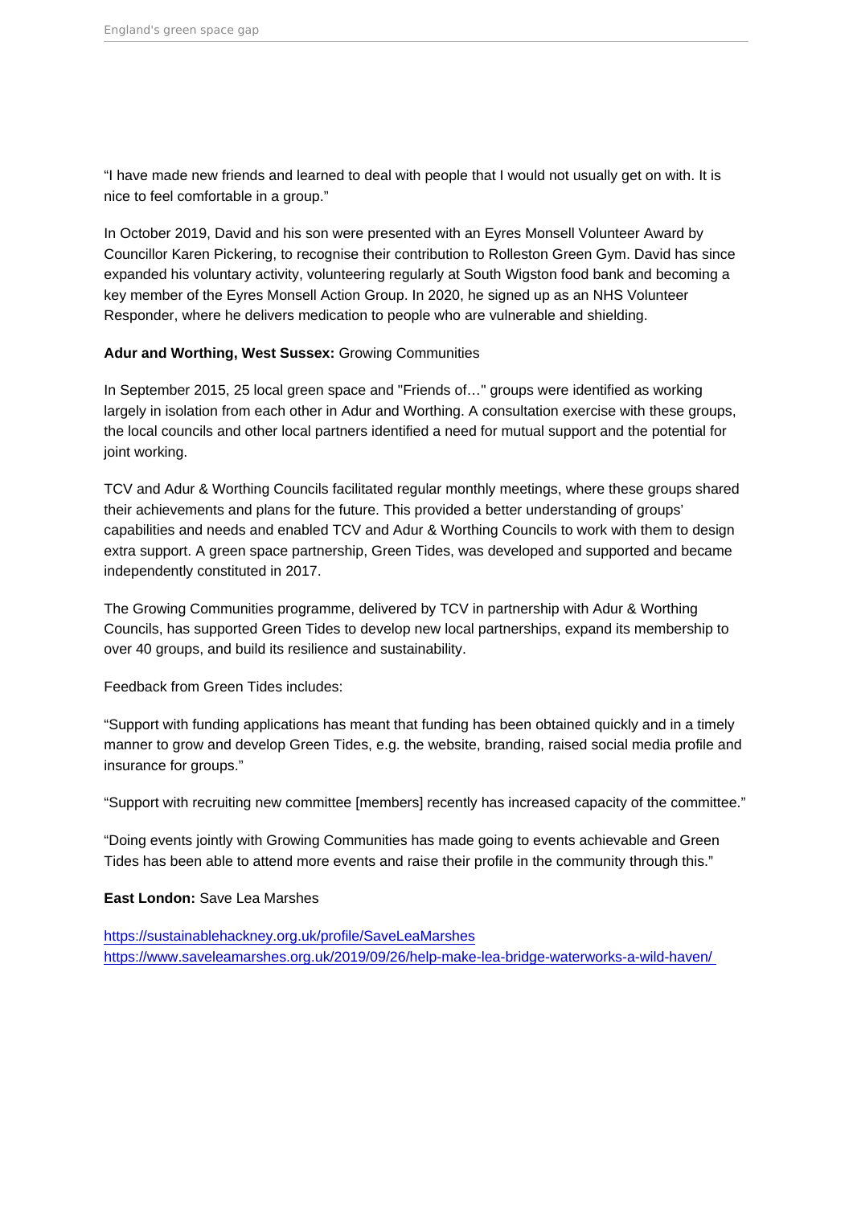"I have made new friends and learned to deal with people that I would not usually get on with. It is nice to feel comfortable in a group."

In October 2019, David and his son were presented with an Eyres Monsell Volunteer Award by Councillor Karen Pickering, to recognise their contribution to Rolleston Green Gym. David has since expanded his voluntary activity, volunteering regularly at South Wigston food bank and becoming a key member of the Eyres Monsell Action Group. In 2020, he signed up as an NHS Volunteer Responder, where he delivers medication to people who are vulnerable and shielding.

**Adur and Worthing, West Sussex:** Growing Communities

In September 2015, 25 local green space and "Friends of…" groups were identified as working largely in isolation from each other in Adur and Worthing. A consultation exercise with these groups, the local councils and other local partners identified a need for mutual support and the potential for joint working.

TCV and Adur & Worthing Councils facilitated regular monthly meetings, where these groups shared their achievements and plans for the future. This provided a better understanding of groups' capabilities and needs and enabled TCV and Adur & Worthing Councils to work with them to design extra support. A green space partnership, Green Tides, was developed and supported and became independently constituted in 2017.

The Growing Communities programme, delivered by TCV in partnership with Adur & Worthing Councils, has supported Green Tides to develop new local partnerships, expand its membership to over 40 groups, and build its resilience and sustainability.

Feedback from Green Tides includes:

"Support with funding applications has meant that funding has been obtained quickly and in a timely manner to grow and develop Green Tides, e.g. the website, branding, raised social media profile and insurance for groups."

"Support with recruiting new committee [members] recently has increased capacity of the committee."

"Doing events jointly with Growing Communities has made going to events achievable and Green Tides has been able to attend more events and raise their profile in the community through this."

**East London:** Save Lea Marshes

https://sustainablehackney.org.uk/profile/SaveLeaMarshes
https://www.saveleamarshes.org.uk/2019/09/26/help-make-lea-bridge-waterworks-a-wild-haven/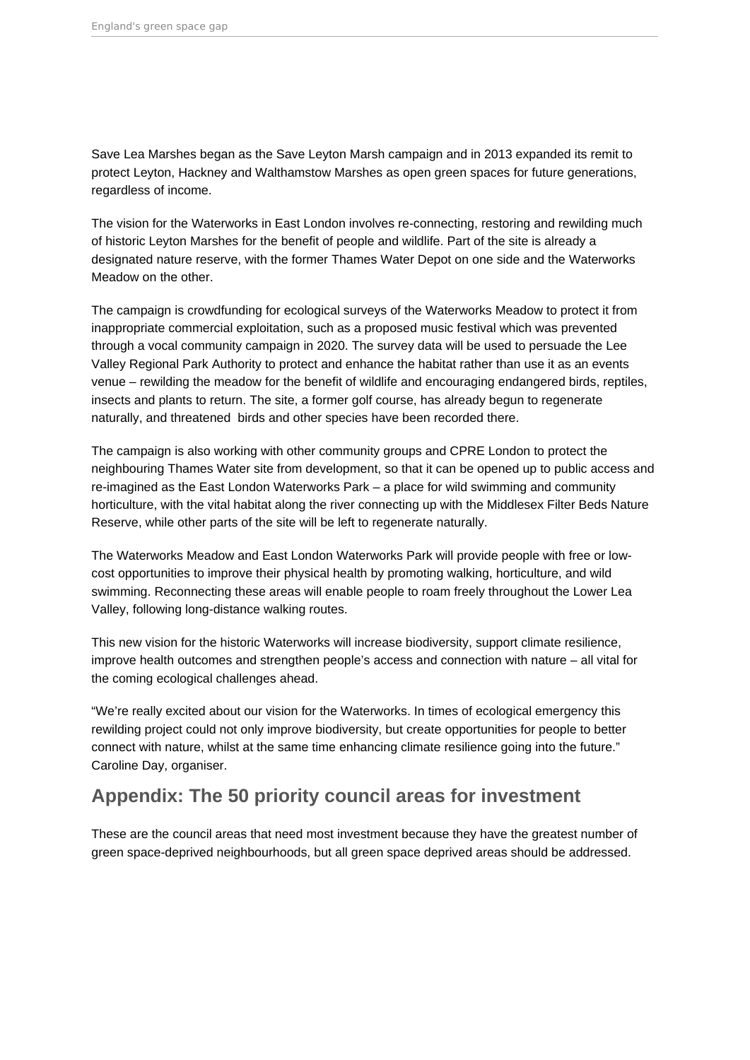Save Lea Marshes began as the Save Leyton Marsh campaign and in 2013 expanded its remit to protect Leyton, Hackney and Walthamstow Marshes as open green spaces for future generations, regardless of income.

The vision for the Waterworks in East London involves re-connecting, restoring and rewilding much of historic Leyton Marshes for the benefit of people and wildlife. Part of the site is already a designated nature reserve, with the former Thames Water Depot on one side and the Waterworks Meadow on the other.

The campaign is crowdfunding for ecological surveys of the Waterworks Meadow to protect it from inappropriate commercial exploitation, such as a proposed music festival which was prevented through a vocal community campaign in 2020. The survey data will be used to persuade the Lee Valley Regional Park Authority to protect and enhance the habitat rather than use it as an events venue – rewilding the meadow for the benefit of wildlife and encouraging endangered birds, reptiles, insects and plants to return. The site, a former golf course, has already begun to regenerate naturally, and threatened birds and other species have been recorded there.

The campaign is also working with other community groups and CPRE London to protect the neighbouring Thames Water site from development, so that it can be opened up to public access and re-imagined as the East London Waterworks Park – a place for wild swimming and community horticulture, with the vital habitat along the river connecting up with the Middlesex Filter Beds Nature Reserve, while other parts of the site will be left to regenerate naturally.

The Waterworks Meadow and East London Waterworks Park will provide people with free or low-cost opportunities to improve their physical health by promoting walking, horticulture, and wild swimming. Reconnecting these areas will enable people to roam freely throughout the Lower Lea Valley, following long-distance walking routes.

This new vision for the historic Waterworks will increase biodiversity, support climate resilience, improve health outcomes and strengthen people's access and connection with nature – all vital for the coming ecological challenges ahead.

"We're really excited about our vision for the Waterworks. In times of ecological emergency this rewilding project could not only improve biodiversity, but create opportunities for people to better connect with nature, whilst at the same time enhancing climate resilience going into the future." Caroline Day, organiser.

## Appendix: The 50 priority council areas for investment

These are the council areas that need most investment because they have the greatest number of green space-deprived neighbourhoods, but all green space deprived areas should be addressed.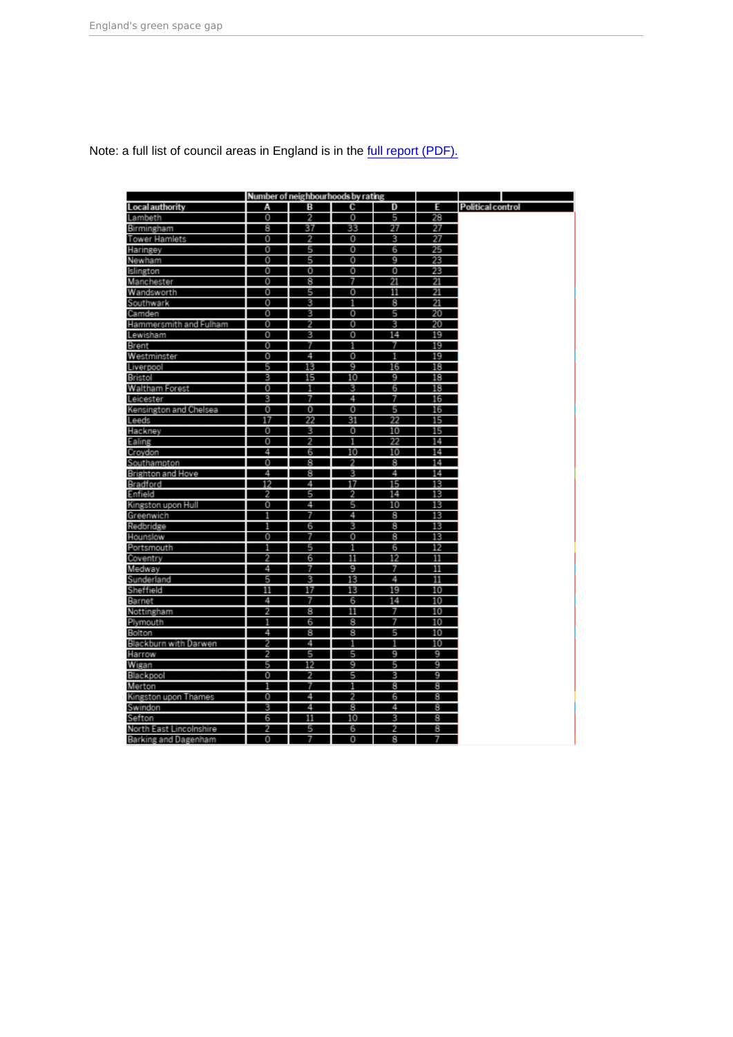Note: a full list of council areas in England is in the [full report (PDF).]()

| Local authority | Number of neighbourhoods by rating | | | | | Political control |
|---|---|---|---|---|---|---|
| | A | B | C | D | E | |
| Lambeth | 0 | 2 | 0 | 5 | 28 | |
| Birmingham | 8 | 37 | 33 | 27 | 27 | |
| Tower Hamlets | 0 | 2 | 0 | 3 | 27 | |
| Haringey | 0 | 5 | 0 | 6 | 25 | |
| Newham | 0 | 5 | 0 | 9 | 23 | |
| Islington | 0 | 0 | 0 | 0 | 23 | |
| Manchester | 0 | 8 | 7 | 21 | 21 | |
| Wandsworth | 0 | 5 | 0 | 11 | 21 | |
| Southwark | 0 | 3 | 1 | 8 | 21 | |
| Camden | 0 | 3 | 0 | 5 | 20 | |
| Hammersmith and Fulham | 0 | 2 | 0 | 3 | 20 | |
| Lewisham | 0 | 3 | 0 | 14 | 19 | |
| Brent | 0 | 7 | 1 | 7 | 19 | |
| Westminster | 0 | 4 | 0 | 1 | 19 | |
| Liverpool | 5 | 13 | 9 | 16 | 18 | |
| Bristol | 3 | 15 | 10 | 9 | 18 | |
| Waltham Forest | 0 | 1 | 3 | 6 | 18 | |
| Leicester | 3 | 7 | 4 | 7 | 16 | |
| Kensington and Chelsea | 0 | 0 | 0 | 5 | 16 | |
| Leeds | 17 | 22 | 31 | 22 | 15 | |
| Hackney | 0 | 3 | 0 | 10 | 15 | |
| Ealing | 0 | 2 | 1 | 22 | 14 | |
| Croydon | 4 | 6 | 10 | 10 | 14 | |
| Southampton | 0 | 8 | 2 | 8 | 14 | |
| Brighton and Hove | 4 | 8 | 3 | 4 | 14 | |
| Bradford | 12 | 4 | 17 | 15 | 13 | |
| Enfield | 2 | 5 | 2 | 14 | 13 | |
| Kingston upon Hull | 0 | 4 | 5 | 10 | 13 | |
| Greenwich | 1 | 7 | 4 | 8 | 13 | |
| Redbridge | 1 | 6 | 3 | 8 | 13 | |
| Hounslow | 0 | 7 | 0 | 8 | 13 | |
| Portsmouth | 1 | 5 | 1 | 6 | 12 | |
| Coventry | 2 | 6 | 11 | 12 | 11 | |
| Medway | 4 | 7 | 9 | 7 | 11 | |
| Sunderland | 5 | 3 | 13 | 4 | 11 | |
| Sheffield | 11 | 17 | 13 | 19 | 10 | |
| Barnet | 4 | 7 | 6 | 14 | 10 | |
| Nottingham | 2 | 8 | 11 | 7 | 10 | |
| Plymouth | 1 | 6 | 8 | 7 | 10 | |
| Bolton | 4 | 8 | 8 | 5 | 10 | |
| Blackburn with Darwen | 2 | 4 | 1 | 1 | 10 | |
| Harrow | 2 | 5 | 5 | 9 | 9 | |
| Wigan | 5 | 12 | 9 | 5 | 9 | |
| Blackpool | 0 | 2 | 5 | 3 | 9 | |
| Merton | 1 | 7 | 1 | 8 | 8 | |
| Kingston upon Thames | 0 | 4 | 2 | 6 | 8 | |
| Swindon | 3 | 4 | 8 | 4 | 8 | |
| Sefton | 6 | 11 | 10 | 3 | 8 | |
| North East Lincolnshire | 2 | 5 | 6 | 2 | 8 | |
| Barking and Dagenham | 0 | 7 | 0 | 8 | 7 | |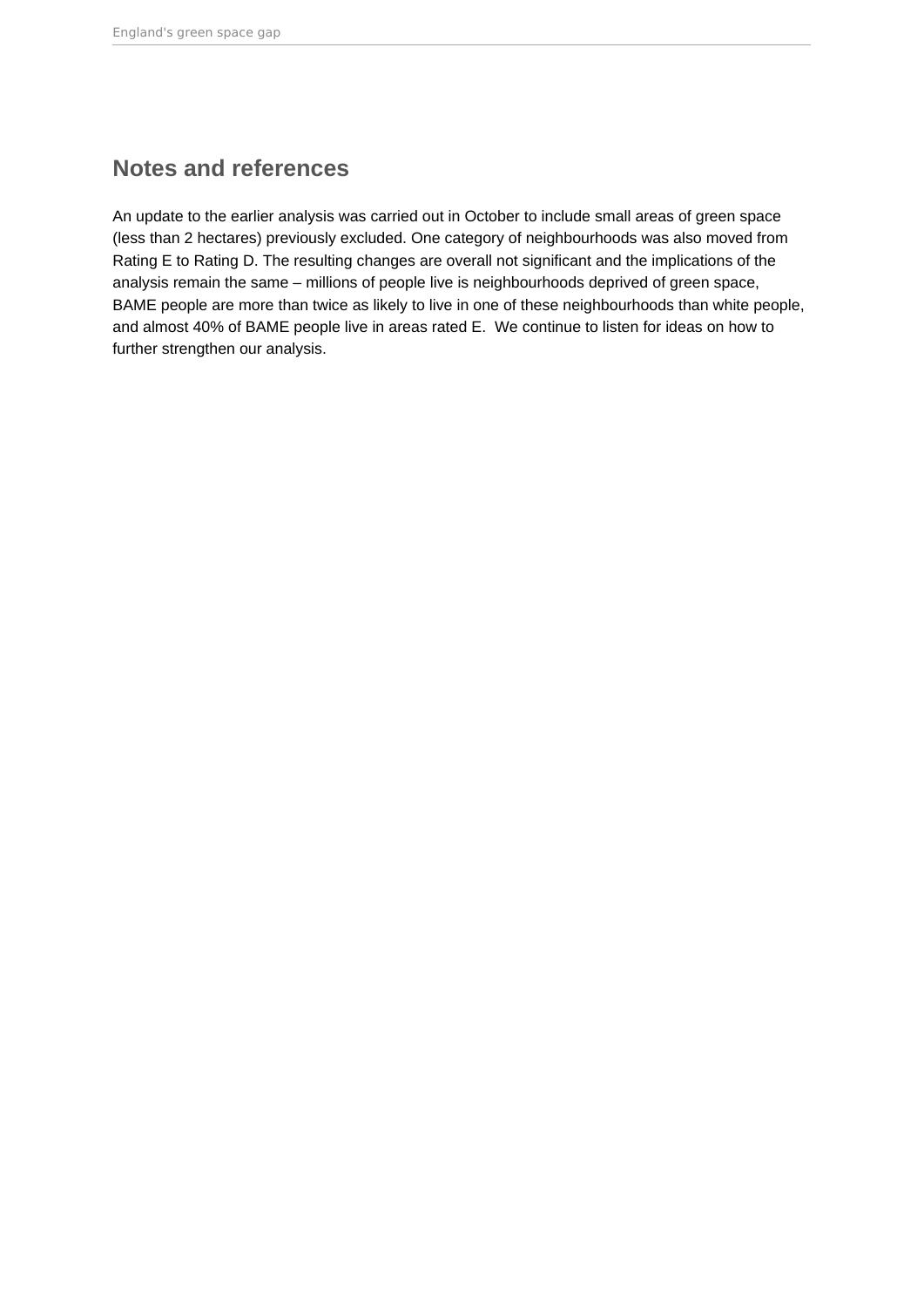## Notes and references

An update to the earlier analysis was carried out in October to include small areas of green space (less than 2 hectares) previously excluded. One category of neighbourhoods was also moved from Rating E to Rating D. The resulting changes are overall not significant and the implications of the analysis remain the same – millions of people live is neighbourhoods deprived of green space, BAME people are more than twice as likely to live in one of these neighbourhoods than white people, and almost 40% of BAME people live in areas rated E.  We continue to listen for ideas on how to further strengthen our analysis.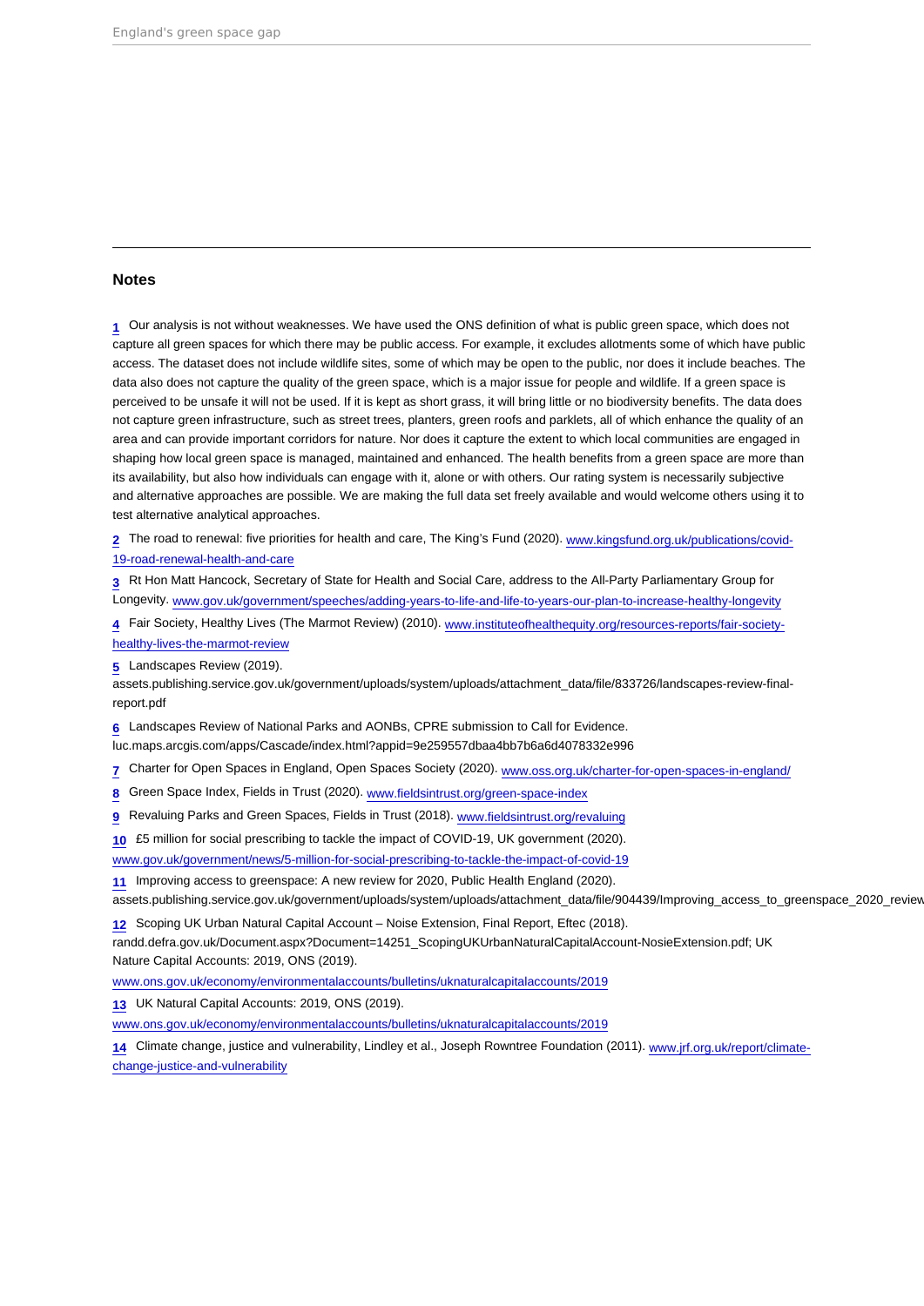## Notes

1 Our analysis is not without weaknesses. We have used the ONS definition of what is public green space, which does not capture all green spaces for which there may be public access. For example, it excludes allotments some of which have public access. The dataset does not include wildlife sites, some of which may be open to the public, nor does it include beaches. The data also does not capture the quality of the green space, which is a major issue for people and wildlife. If a green space is perceived to be unsafe it will not be used. If it is kept as short grass, it will bring little or no biodiversity benefits. The data does not capture green infrastructure, such as street trees, planters, green roofs and parklets, all of which enhance the quality of an area and can provide important corridors for nature. Nor does it capture the extent to which local communities are engaged in shaping how local green space is managed, maintained and enhanced. The health benefits from a green space are more than its availability, but also how individuals can engage with it, alone or with others. Our rating system is necessarily subjective and alternative approaches are possible. We are making the full data set freely available and would welcome others using it to test alternative analytical approaches.

2 The road to renewal: five priorities for health and care, The King's Fund (2020). www.kingsfund.org.uk/publications/covid-19-road-renewal-health-and-care

3 Rt Hon Matt Hancock, Secretary of State for Health and Social Care, address to the All-Party Parliamentary Group for Longevity. www.gov.uk/government/speeches/adding-years-to-life-and-life-to-years-our-plan-to-increase-healthy-longevity

4 Fair Society, Healthy Lives (The Marmot Review) (2010). www.instituteofhealthequity.org/resources-reports/fair-society-healthy-lives-the-marmot-review

5 Landscapes Review (2019). assets.publishing.service.gov.uk/government/uploads/system/uploads/attachment_data/file/833726/landscapes-review-final-report.pdf

6 Landscapes Review of National Parks and AONBs, CPRE submission to Call for Evidence. luc.maps.arcgis.com/apps/Cascade/index.html?appid=9e259557dbaa4bb7b6a6d4078332e996

7 Charter for Open Spaces in England, Open Spaces Society (2020). www.oss.org.uk/charter-for-open-spaces-in-england/

8 Green Space Index, Fields in Trust (2020). www.fieldsintrust.org/green-space-index

9 Revaluing Parks and Green Spaces, Fields in Trust (2018). www.fieldsintrust.org/revaluing

10 £5 million for social prescribing to tackle the impact of COVID-19, UK government (2020). www.gov.uk/government/news/5-million-for-social-prescribing-to-tackle-the-impact-of-covid-19

11 Improving access to greenspace: A new review for 2020, Public Health England (2020). assets.publishing.service.gov.uk/government/uploads/system/uploads/attachment_data/file/904439/Improving_access_to_greenspace_2020_review

12 Scoping UK Urban Natural Capital Account – Noise Extension, Final Report, Eftec (2018). randd.defra.gov.uk/Document.aspx?Document=14251_ScopingUKUrbanNaturalCapitalAccount-NosieExtension.pdf; UK Nature Capital Accounts: 2019, ONS (2019). www.ons.gov.uk/economy/environmentalaccounts/bulletins/uknaturalcapitalaccounts/2019

13 UK Natural Capital Accounts: 2019, ONS (2019). www.ons.gov.uk/economy/environmentalaccounts/bulletins/uknaturalcapitalaccounts/2019

14 Climate change, justice and vulnerability, Lindley et al., Joseph Rowntree Foundation (2011). www.jrf.org.uk/report/climate-change-justice-and-vulnerability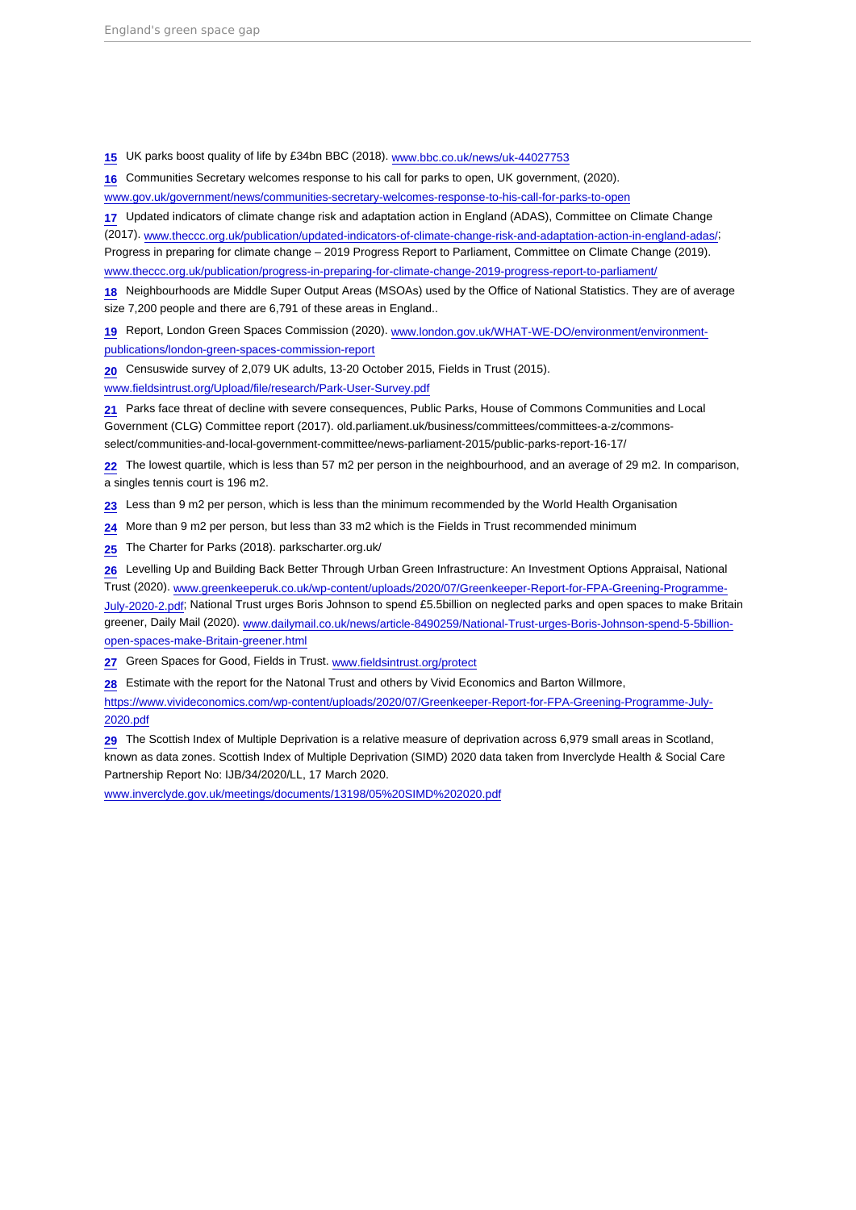15 UK parks boost quality of life by £34bn BBC (2018). www.bbc.co.uk/news/uk-44027753

16 Communities Secretary welcomes response to his call for parks to open, UK government, (2020). www.gov.uk/government/news/communities-secretary-welcomes-response-to-his-call-for-parks-to-open

17 Updated indicators of climate change risk and adaptation action in England (ADAS), Committee on Climate Change (2017). www.theccc.org.uk/publication/updated-indicators-of-climate-change-risk-and-adaptation-action-in-england-adas/; Progress in preparing for climate change – 2019 Progress Report to Parliament, Committee on Climate Change (2019). www.theccc.org.uk/publication/progress-in-preparing-for-climate-change-2019-progress-report-to-parliament/

18 Neighbourhoods are Middle Super Output Areas (MSOAs) used by the Office of National Statistics. They are of average size 7,200 people and there are 6,791 of these areas in England..

19 Report, London Green Spaces Commission (2020). www.london.gov.uk/WHAT-WE-DO/environment/environment-publications/london-green-spaces-commission-report

20 Censuswide survey of 2,079 UK adults, 13-20 October 2015, Fields in Trust (2015). www.fieldsintrust.org/Upload/file/research/Park-User-Survey.pdf

21 Parks face threat of decline with severe consequences, Public Parks, House of Commons Communities and Local Government (CLG) Committee report (2017). old.parliament.uk/business/committees/committees-a-z/commons-select/communities-and-local-government-committee/news-parliament-2015/public-parks-report-16-17/

22 The lowest quartile, which is less than 57 m2 per person in the neighbourhood, and an average of 29 m2. In comparison, a singles tennis court is 196 m2.

23 Less than 9 m2 per person, which is less than the minimum recommended by the World Health Organisation

24 More than 9 m2 per person, but less than 33 m2 which is the Fields in Trust recommended minimum

25 The Charter for Parks (2018). parkscharter.org.uk/

26 Levelling Up and Building Back Better Through Urban Green Infrastructure: An Investment Options Appraisal, National Trust (2020). www.greenkeeperuk.co.uk/wp-content/uploads/2020/07/Greenkeeper-Report-for-FPA-Greening-Programme-July-2020-2.pdf; National Trust urges Boris Johnson to spend £5.5billion on neglected parks and open spaces to make Britain greener, Daily Mail (2020). www.dailymail.co.uk/news/article-8490259/National-Trust-urges-Boris-Johnson-spend-5-5billion-open-spaces-make-Britain-greener.html

27 Green Spaces for Good, Fields in Trust. www.fieldsintrust.org/protect

28 Estimate with the report for the Natonal Trust and others by Vivid Economics and Barton Willmore, https://www.vivideconomics.com/wp-content/uploads/2020/07/Greenkeeper-Report-for-FPA-Greening-Programme-July-2020.pdf

29 The Scottish Index of Multiple Deprivation is a relative measure of deprivation across 6,979 small areas in Scotland, known as data zones. Scottish Index of Multiple Deprivation (SIMD) 2020 data taken from Inverclyde Health & Social Care Partnership Report No: IJB/34/2020/LL, 17 March 2020.

www.inverclyde.gov.uk/meetings/documents/13198/05%20SIMD%202020.pdf